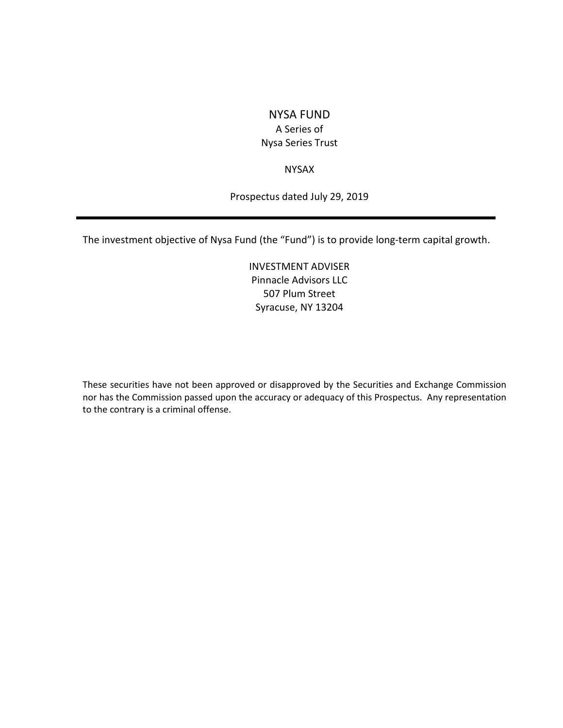# NYSA FUND

A Series of
Nysa Series Trust

NYSAX

Prospectus dated July 29, 2019

---

The investment objective of Nysa Fund (the "Fund") is to provide long-term capital growth.

INVESTMENT ADVISER
Pinnacle Advisors LLC
507 Plum Street
Syracuse, NY 13204

These securities have not been approved or disapproved by the Securities and Exchange Commission nor has the Commission passed upon the accuracy or adequacy of this Prospectus. Any representation to the contrary is a criminal offense.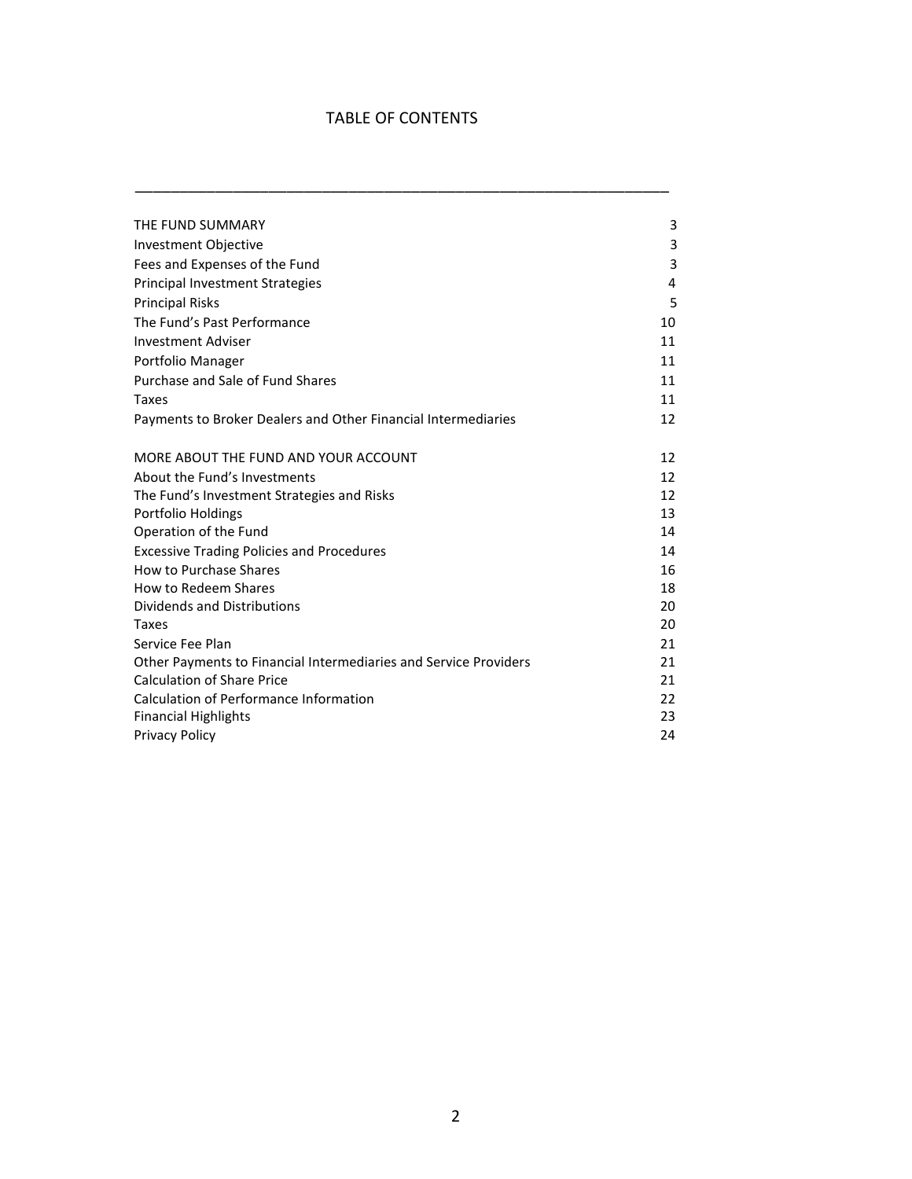# TABLE OF CONTENTS

| | |
|---|---|
| THE FUND SUMMARY | 3 |
| Investment Objective | 3 |
| Fees and Expenses of the Fund | 3 |
| Principal Investment Strategies | 4 |
| Principal Risks | 5 |
| The Fund's Past Performance | 10 |
| Investment Adviser | 11 |
| Portfolio Manager | 11 |
| Purchase and Sale of Fund Shares | 11 |
| Taxes | 11 |
| Payments to Broker Dealers and Other Financial Intermediaries | 12 |
| | |
| MORE ABOUT THE FUND AND YOUR ACCOUNT | 12 |
| About the Fund's Investments | 12 |
| The Fund's Investment Strategies and Risks | 12 |
| Portfolio Holdings | 13 |
| Operation of the Fund | 14 |
| Excessive Trading Policies and Procedures | 14 |
| How to Purchase Shares | 16 |
| How to Redeem Shares | 18 |
| Dividends and Distributions | 20 |
| Taxes | 20 |
| Service Fee Plan | 21 |
| Other Payments to Financial Intermediaries and Service Providers | 21 |
| Calculation of Share Price | 21 |
| Calculation of Performance Information | 22 |
| Financial Highlights | 23 |
| Privacy Policy | 24 |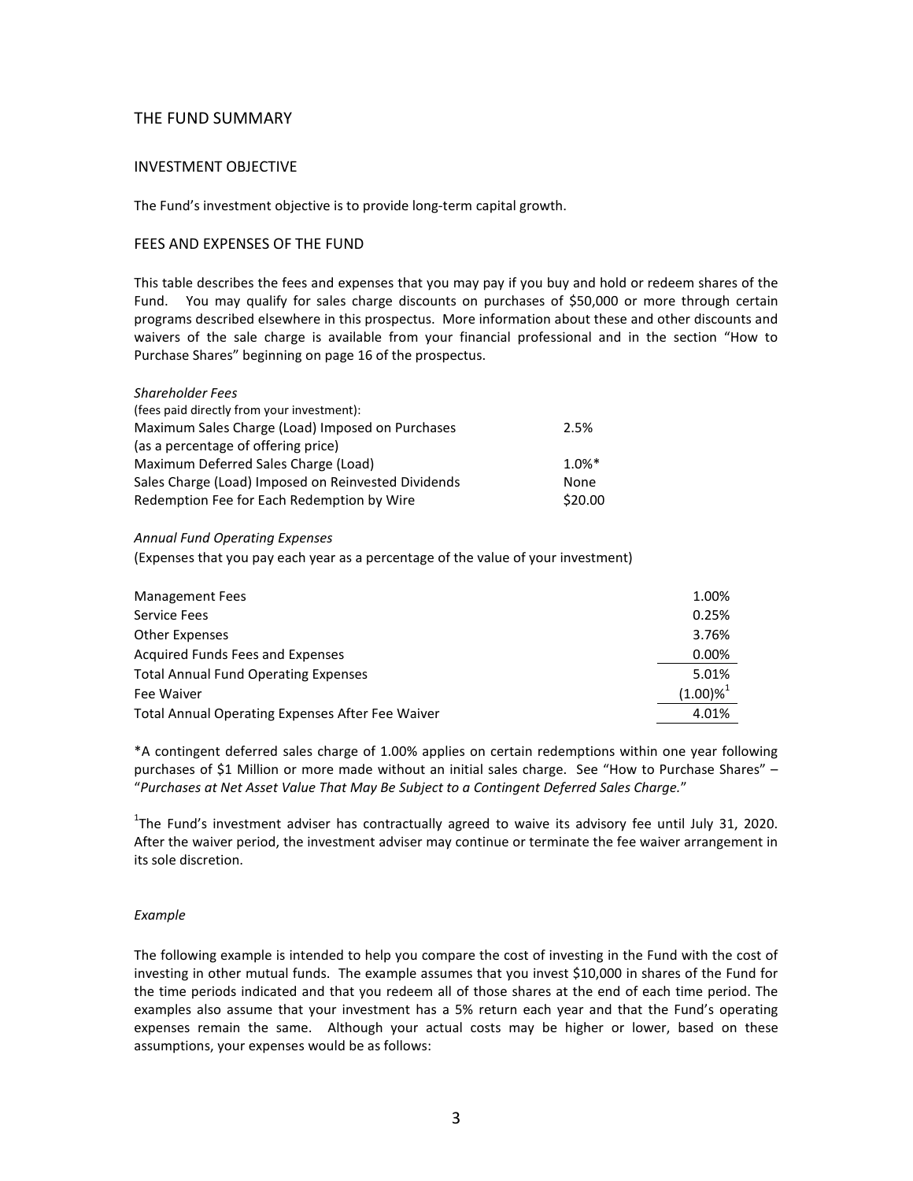## THE FUND SUMMARY

### INVESTMENT OBJECTIVE

The Fund's investment objective is to provide long-term capital growth.

### FEES AND EXPENSES OF THE FUND

This table describes the fees and expenses that you may pay if you buy and hold or redeem shares of the Fund. You may qualify for sales charge discounts on purchases of $50,000 or more through certain programs described elsewhere in this prospectus. More information about these and other discounts and waivers of the sale charge is available from your financial professional and in the section "How to Purchase Shares" beginning on page 16 of the prospectus.

*Shareholder Fees*
(fees paid directly from your investment):

| | |
|---|---|
| Maximum Sales Charge (Load) Imposed on Purchases (as a percentage of offering price) | 2.5% |
| Maximum Deferred Sales Charge (Load) | 1.0%* |
| Sales Charge (Load) Imposed on Reinvested Dividends | None |
| Redemption Fee for Each Redemption by Wire | $20.00 |

*Annual Fund Operating Expenses*
(Expenses that you pay each year as a percentage of the value of your investment)

| | |
|---|---|
| Management Fees | 1.00% |
| Service Fees | 0.25% |
| Other Expenses | 3.76% |
| Acquired Funds Fees and Expenses | 0.00% |
| Total Annual Fund Operating Expenses | 5.01% |
| Fee Waiver | (1.00)%[1] |
| Total Annual Operating Expenses After Fee Waiver | 4.01% |

*A contingent deferred sales charge of 1.00% applies on certain redemptions within one year following purchases of $1 Million or more made without an initial sales charge. See "How to Purchase Shares" – "*Purchases at Net Asset Value That May Be Subject to a Contingent Deferred Sales Charge.*"

[1]The Fund's investment adviser has contractually agreed to waive its advisory fee until July 31, 2020. After the waiver period, the investment adviser may continue or terminate the fee waiver arrangement in its sole discretion.

*Example*

The following example is intended to help you compare the cost of investing in the Fund with the cost of investing in other mutual funds. The example assumes that you invest $10,000 in shares of the Fund for the time periods indicated and that you redeem all of those shares at the end of each time period. The examples also assume that your investment has a 5% return each year and that the Fund's operating expenses remain the same. Although your actual costs may be higher or lower, based on these assumptions, your expenses would be as follows: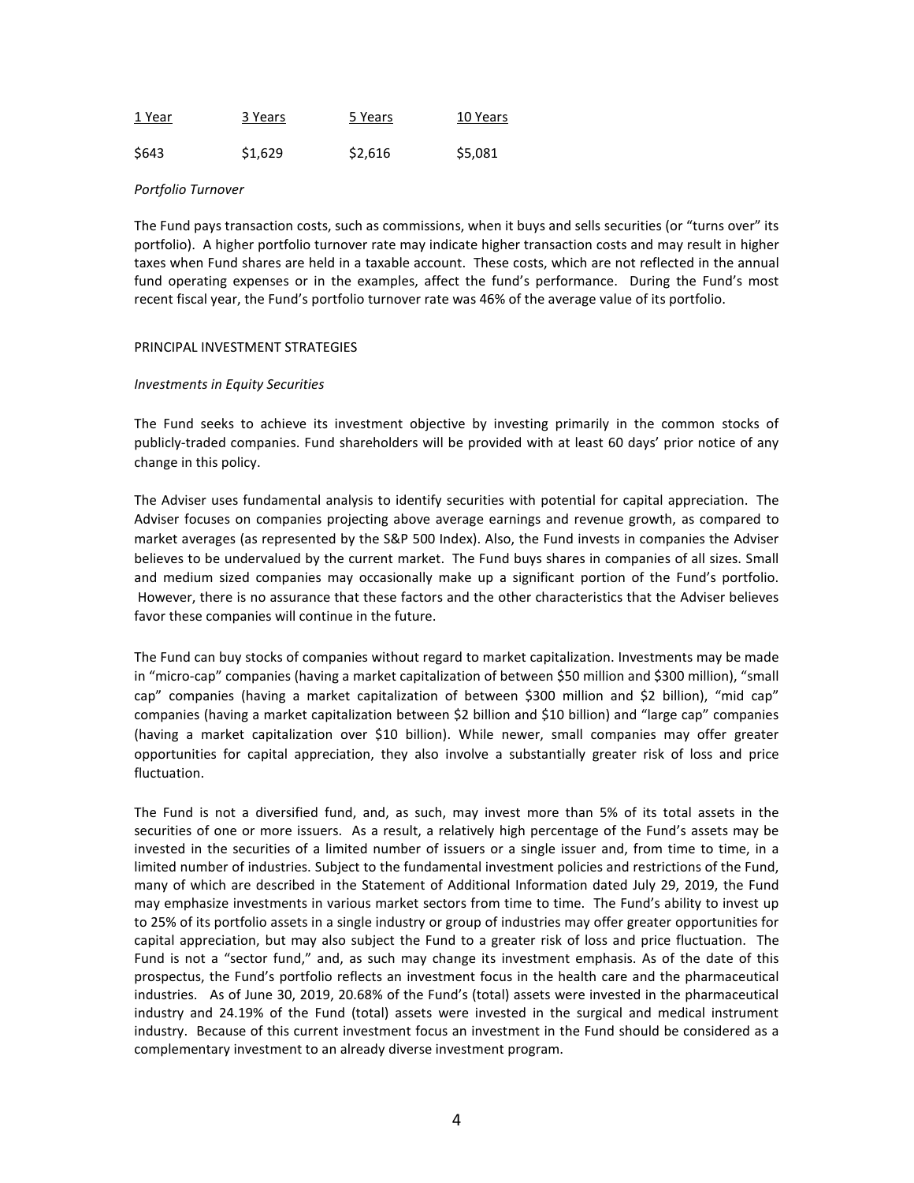| 1 Year | 3 Years | 5 Years | 10 Years |
| --- | --- | --- | --- |
| $643 | $1,629 | $2,616 | $5,081 |

*Portfolio Turnover*

The Fund pays transaction costs, such as commissions, when it buys and sells securities (or "turns over" its portfolio). A higher portfolio turnover rate may indicate higher transaction costs and may result in higher taxes when Fund shares are held in a taxable account. These costs, which are not reflected in the annual fund operating expenses or in the examples, affect the fund's performance. During the Fund's most recent fiscal year, the Fund's portfolio turnover rate was 46% of the average value of its portfolio.

## PRINCIPAL INVESTMENT STRATEGIES

*Investments in Equity Securities*

The Fund seeks to achieve its investment objective by investing primarily in the common stocks of publicly-traded companies. Fund shareholders will be provided with at least 60 days' prior notice of any change in this policy.

The Adviser uses fundamental analysis to identify securities with potential for capital appreciation. The Adviser focuses on companies projecting above average earnings and revenue growth, as compared to market averages (as represented by the S&P 500 Index). Also, the Fund invests in companies the Adviser believes to be undervalued by the current market. The Fund buys shares in companies of all sizes. Small and medium sized companies may occasionally make up a significant portion of the Fund's portfolio. However, there is no assurance that these factors and the other characteristics that the Adviser believes favor these companies will continue in the future.

The Fund can buy stocks of companies without regard to market capitalization. Investments may be made in "micro-cap" companies (having a market capitalization of between $50 million and $300 million), "small cap" companies (having a market capitalization of between $300 million and $2 billion), "mid cap" companies (having a market capitalization between $2 billion and $10 billion) and "large cap" companies (having a market capitalization over $10 billion). While newer, small companies may offer greater opportunities for capital appreciation, they also involve a substantially greater risk of loss and price fluctuation.

The Fund is not a diversified fund, and, as such, may invest more than 5% of its total assets in the securities of one or more issuers. As a result, a relatively high percentage of the Fund's assets may be invested in the securities of a limited number of issuers or a single issuer and, from time to time, in a limited number of industries. Subject to the fundamental investment policies and restrictions of the Fund, many of which are described in the Statement of Additional Information dated July 29, 2019, the Fund may emphasize investments in various market sectors from time to time. The Fund's ability to invest up to 25% of its portfolio assets in a single industry or group of industries may offer greater opportunities for capital appreciation, but may also subject the Fund to a greater risk of loss and price fluctuation. The Fund is not a "sector fund," and, as such may change its investment emphasis. As of the date of this prospectus, the Fund's portfolio reflects an investment focus in the health care and the pharmaceutical industries. As of June 30, 2019, 20.68% of the Fund's (total) assets were invested in the pharmaceutical industry and 24.19% of the Fund (total) assets were invested in the surgical and medical instrument industry. Because of this current investment focus an investment in the Fund should be considered as a complementary investment to an already diverse investment program.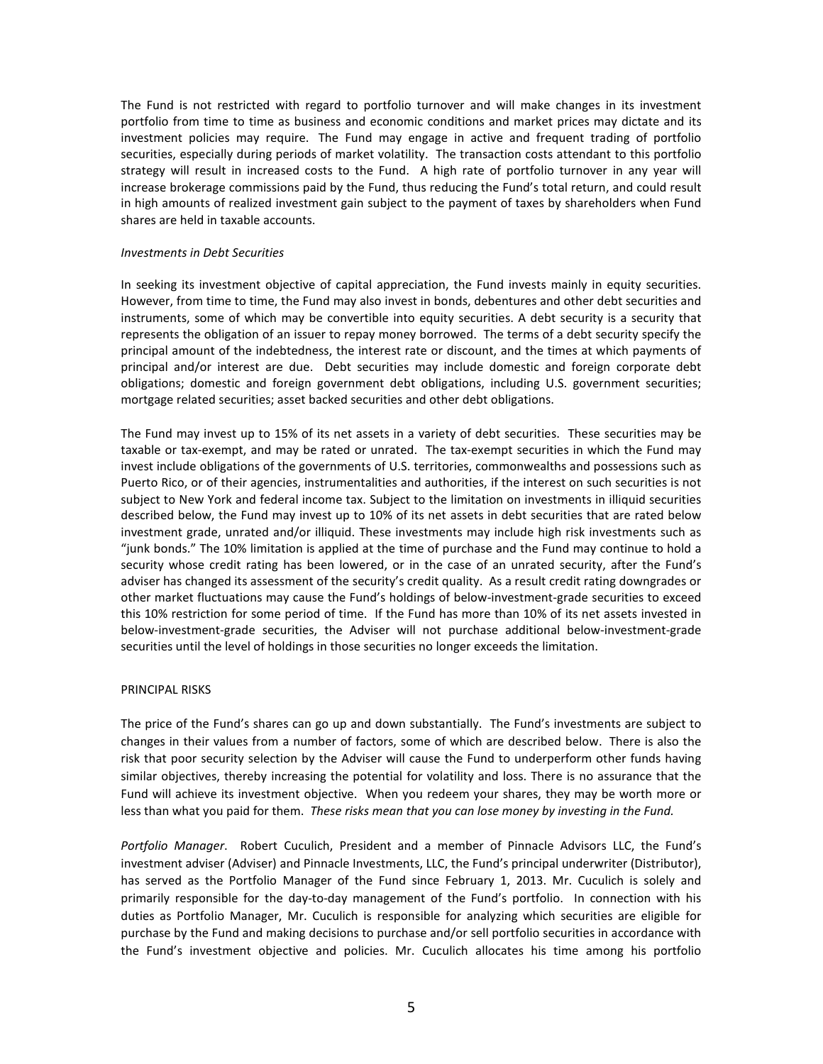The Fund is not restricted with regard to portfolio turnover and will make changes in its investment portfolio from time to time as business and economic conditions and market prices may dictate and its investment policies may require. The Fund may engage in active and frequent trading of portfolio securities, especially during periods of market volatility. The transaction costs attendant to this portfolio strategy will result in increased costs to the Fund. A high rate of portfolio turnover in any year will increase brokerage commissions paid by the Fund, thus reducing the Fund's total return, and could result in high amounts of realized investment gain subject to the payment of taxes by shareholders when Fund shares are held in taxable accounts.

*Investments in Debt Securities*

In seeking its investment objective of capital appreciation, the Fund invests mainly in equity securities. However, from time to time, the Fund may also invest in bonds, debentures and other debt securities and instruments, some of which may be convertible into equity securities. A debt security is a security that represents the obligation of an issuer to repay money borrowed. The terms of a debt security specify the principal amount of the indebtedness, the interest rate or discount, and the times at which payments of principal and/or interest are due. Debt securities may include domestic and foreign corporate debt obligations; domestic and foreign government debt obligations, including U.S. government securities; mortgage related securities; asset backed securities and other debt obligations.

The Fund may invest up to 15% of its net assets in a variety of debt securities. These securities may be taxable or tax-exempt, and may be rated or unrated. The tax-exempt securities in which the Fund may invest include obligations of the governments of U.S. territories, commonwealths and possessions such as Puerto Rico, or of their agencies, instrumentalities and authorities, if the interest on such securities is not subject to New York and federal income tax. Subject to the limitation on investments in illiquid securities described below, the Fund may invest up to 10% of its net assets in debt securities that are rated below investment grade, unrated and/or illiquid. These investments may include high risk investments such as "junk bonds." The 10% limitation is applied at the time of purchase and the Fund may continue to hold a security whose credit rating has been lowered, or in the case of an unrated security, after the Fund's adviser has changed its assessment of the security's credit quality. As a result credit rating downgrades or other market fluctuations may cause the Fund's holdings of below-investment-grade securities to exceed this 10% restriction for some period of time. If the Fund has more than 10% of its net assets invested in below-investment-grade securities, the Adviser will not purchase additional below-investment-grade securities until the level of holdings in those securities no longer exceeds the limitation.

PRINCIPAL RISKS

The price of the Fund's shares can go up and down substantially. The Fund's investments are subject to changes in their values from a number of factors, some of which are described below. There is also the risk that poor security selection by the Adviser will cause the Fund to underperform other funds having similar objectives, thereby increasing the potential for volatility and loss. There is no assurance that the Fund will achieve its investment objective. When you redeem your shares, they may be worth more or less than what you paid for them. *These risks mean that you can lose money by investing in the Fund.*

*Portfolio Manager*. Robert Cuculich, President and a member of Pinnacle Advisors LLC, the Fund's investment adviser (Adviser) and Pinnacle Investments, LLC, the Fund's principal underwriter (Distributor), has served as the Portfolio Manager of the Fund since February 1, 2013. Mr. Cuculich is solely and primarily responsible for the day-to-day management of the Fund's portfolio. In connection with his duties as Portfolio Manager, Mr. Cuculich is responsible for analyzing which securities are eligible for purchase by the Fund and making decisions to purchase and/or sell portfolio securities in accordance with the Fund's investment objective and policies. Mr. Cuculich allocates his time among his portfolio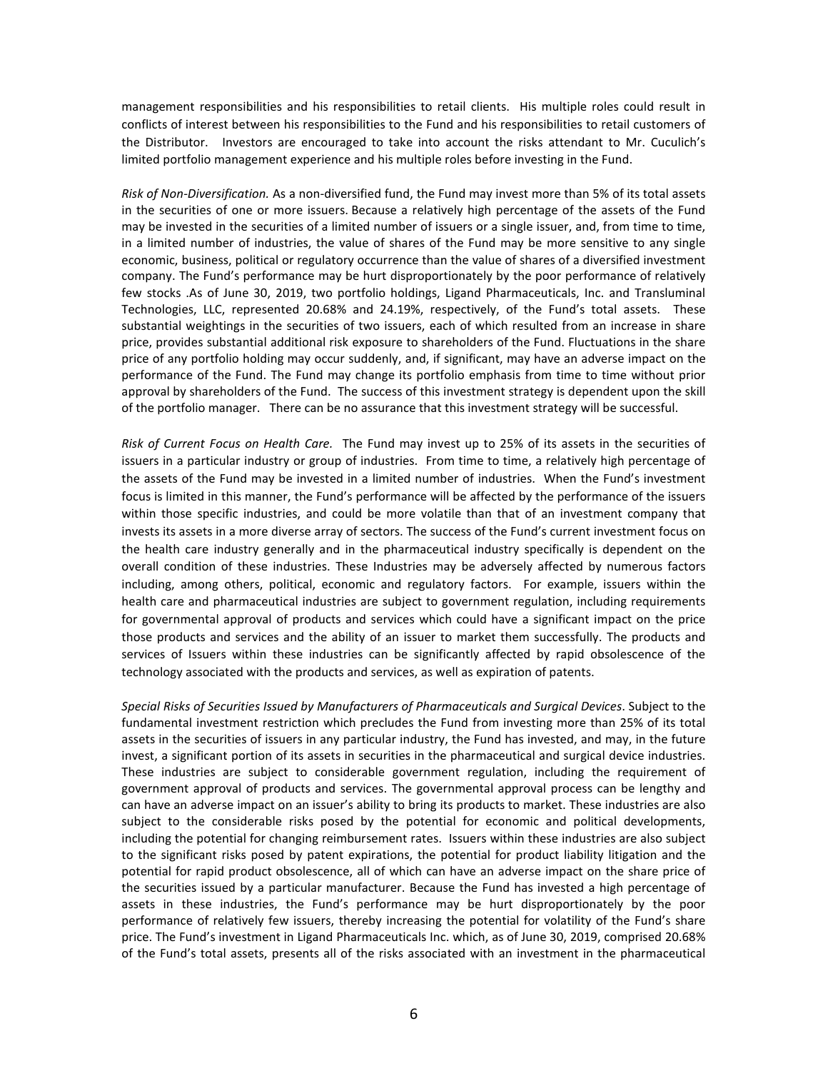management responsibilities and his responsibilities to retail clients. His multiple roles could result in conflicts of interest between his responsibilities to the Fund and his responsibilities to retail customers of the Distributor. Investors are encouraged to take into account the risks attendant to Mr. Cuculich's limited portfolio management experience and his multiple roles before investing in the Fund.

*Risk of Non-Diversification.* As a non-diversified fund, the Fund may invest more than 5% of its total assets in the securities of one or more issuers. Because a relatively high percentage of the assets of the Fund may be invested in the securities of a limited number of issuers or a single issuer, and, from time to time, in a limited number of industries, the value of shares of the Fund may be more sensitive to any single economic, business, political or regulatory occurrence than the value of shares of a diversified investment company. The Fund's performance may be hurt disproportionately by the poor performance of relatively few stocks .As of June 30, 2019, two portfolio holdings, Ligand Pharmaceuticals, Inc. and Transluminal Technologies, LLC, represented 20.68% and 24.19%, respectively, of the Fund's total assets. These substantial weightings in the securities of two issuers, each of which resulted from an increase in share price, provides substantial additional risk exposure to shareholders of the Fund. Fluctuations in the share price of any portfolio holding may occur suddenly, and, if significant, may have an adverse impact on the performance of the Fund. The Fund may change its portfolio emphasis from time to time without prior approval by shareholders of the Fund. The success of this investment strategy is dependent upon the skill of the portfolio manager. There can be no assurance that this investment strategy will be successful.

*Risk of Current Focus on Health Care.* The Fund may invest up to 25% of its assets in the securities of issuers in a particular industry or group of industries. From time to time, a relatively high percentage of the assets of the Fund may be invested in a limited number of industries. When the Fund's investment focus is limited in this manner, the Fund's performance will be affected by the performance of the issuers within those specific industries, and could be more volatile than that of an investment company that invests its assets in a more diverse array of sectors. The success of the Fund's current investment focus on the health care industry generally and in the pharmaceutical industry specifically is dependent on the overall condition of these industries. These Industries may be adversely affected by numerous factors including, among others, political, economic and regulatory factors. For example, issuers within the health care and pharmaceutical industries are subject to government regulation, including requirements for governmental approval of products and services which could have a significant impact on the price those products and services and the ability of an issuer to market them successfully. The products and services of Issuers within these industries can be significantly affected by rapid obsolescence of the technology associated with the products and services, as well as expiration of patents.

*Special Risks of Securities Issued by Manufacturers of Pharmaceuticals and Surgical Devices*. Subject to the fundamental investment restriction which precludes the Fund from investing more than 25% of its total assets in the securities of issuers in any particular industry, the Fund has invested, and may, in the future invest, a significant portion of its assets in securities in the pharmaceutical and surgical device industries. These industries are subject to considerable government regulation, including the requirement of government approval of products and services. The governmental approval process can be lengthy and can have an adverse impact on an issuer's ability to bring its products to market. These industries are also subject to the considerable risks posed by the potential for economic and political developments, including the potential for changing reimbursement rates. Issuers within these industries are also subject to the significant risks posed by patent expirations, the potential for product liability litigation and the potential for rapid product obsolescence, all of which can have an adverse impact on the share price of the securities issued by a particular manufacturer. Because the Fund has invested a high percentage of assets in these industries, the Fund's performance may be hurt disproportionately by the poor performance of relatively few issuers, thereby increasing the potential for volatility of the Fund's share price. The Fund's investment in Ligand Pharmaceuticals Inc. which, as of June 30, 2019, comprised 20.68% of the Fund's total assets, presents all of the risks associated with an investment in the pharmaceutical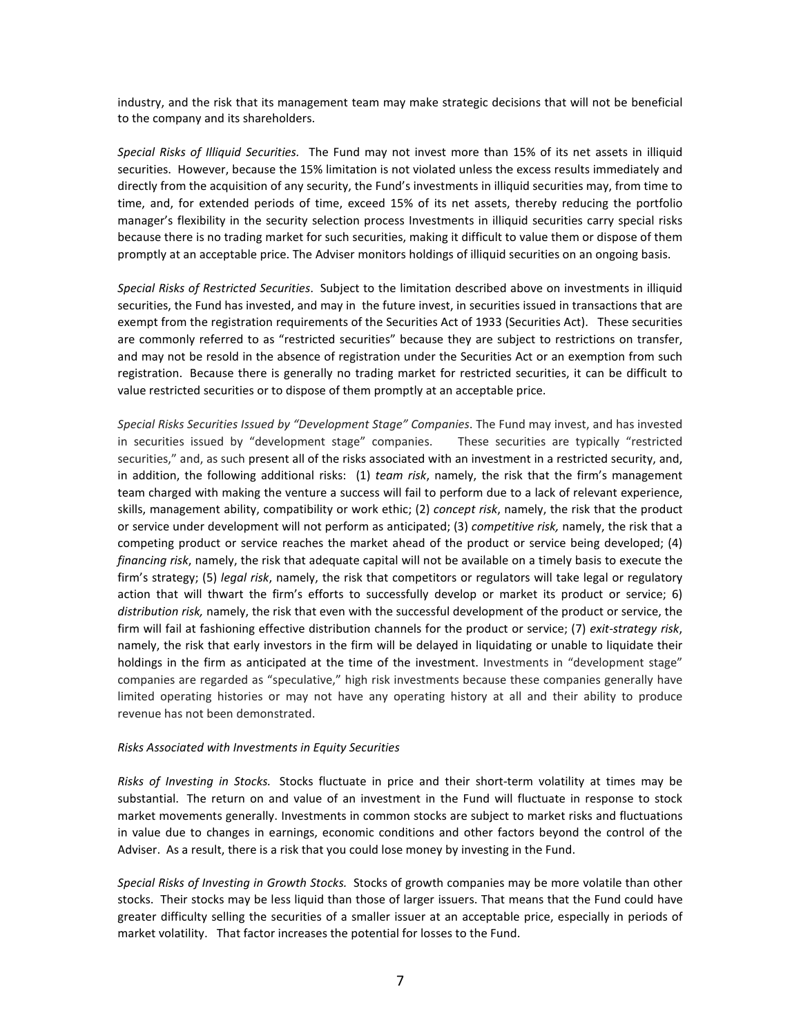industry, and the risk that its management team may make strategic decisions that will not be beneficial to the company and its shareholders.

*Special Risks of Illiquid Securities.* The Fund may not invest more than 15% of its net assets in illiquid securities. However, because the 15% limitation is not violated unless the excess results immediately and directly from the acquisition of any security, the Fund's investments in illiquid securities may, from time to time, and, for extended periods of time, exceed 15% of its net assets, thereby reducing the portfolio manager's flexibility in the security selection process Investments in illiquid securities carry special risks because there is no trading market for such securities, making it difficult to value them or dispose of them promptly at an acceptable price. The Adviser monitors holdings of illiquid securities on an ongoing basis.

*Special Risks of Restricted Securities*. Subject to the limitation described above on investments in illiquid securities, the Fund has invested, and may in the future invest, in securities issued in transactions that are exempt from the registration requirements of the Securities Act of 1933 (Securities Act). These securities are commonly referred to as "restricted securities" because they are subject to restrictions on transfer, and may not be resold in the absence of registration under the Securities Act or an exemption from such registration. Because there is generally no trading market for restricted securities, it can be difficult to value restricted securities or to dispose of them promptly at an acceptable price.

*Special Risks Securities Issued by "Development Stage" Companies*. The Fund may invest, and has invested in securities issued by "development stage" companies. These securities are typically "restricted securities," and, as such present all of the risks associated with an investment in a restricted security, and, in addition, the following additional risks: (1) *team risk*, namely, the risk that the firm's management team charged with making the venture a success will fail to perform due to a lack of relevant experience, skills, management ability, compatibility or work ethic; (2) *concept risk*, namely, the risk that the product or service under development will not perform as anticipated; (3) *competitive risk,* namely, the risk that a competing product or service reaches the market ahead of the product or service being developed; (4) *financing risk*, namely, the risk that adequate capital will not be available on a timely basis to execute the firm's strategy; (5) *legal risk*, namely, the risk that competitors or regulators will take legal or regulatory action that will thwart the firm's efforts to successfully develop or market its product or service; 6) *distribution risk,* namely, the risk that even with the successful development of the product or service, the firm will fail at fashioning effective distribution channels for the product or service; (7) *exit-strategy risk*, namely, the risk that early investors in the firm will be delayed in liquidating or unable to liquidate their holdings in the firm as anticipated at the time of the investment. Investments in "development stage" companies are regarded as "speculative," high risk investments because these companies generally have limited operating histories or may not have any operating history at all and their ability to produce revenue has not been demonstrated.

*Risks Associated with Investments in Equity Securities*

*Risks of Investing in Stocks.* Stocks fluctuate in price and their short-term volatility at times may be substantial. The return on and value of an investment in the Fund will fluctuate in response to stock market movements generally. Investments in common stocks are subject to market risks and fluctuations in value due to changes in earnings, economic conditions and other factors beyond the control of the Adviser. As a result, there is a risk that you could lose money by investing in the Fund.

*Special Risks of Investing in Growth Stocks.* Stocks of growth companies may be more volatile than other stocks. Their stocks may be less liquid than those of larger issuers. That means that the Fund could have greater difficulty selling the securities of a smaller issuer at an acceptable price, especially in periods of market volatility. That factor increases the potential for losses to the Fund.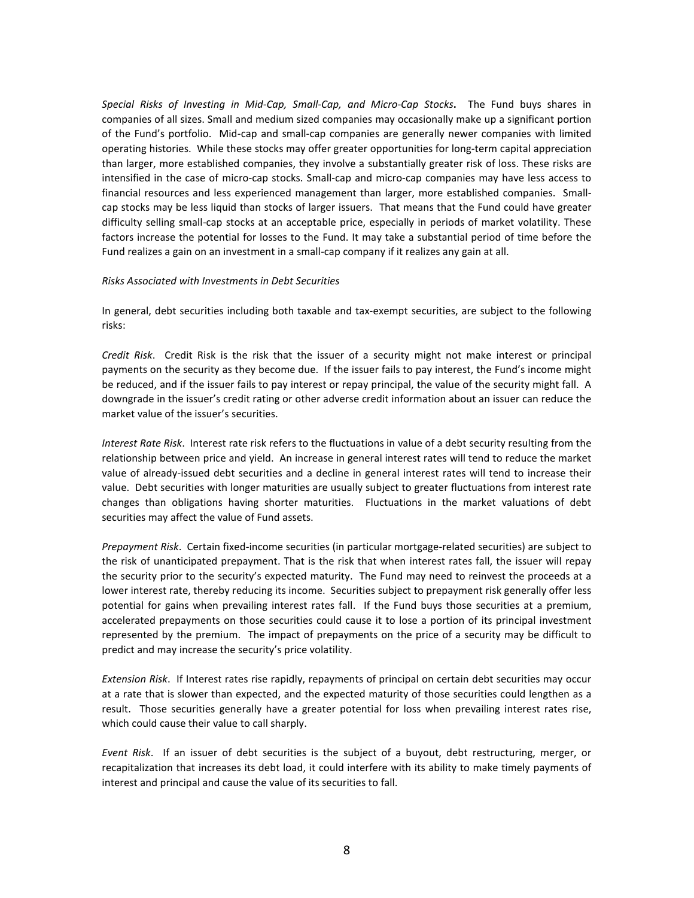*Special Risks of Investing in Mid-Cap, Small-Cap, and Micro-Cap Stocks***.** The Fund buys shares in companies of all sizes. Small and medium sized companies may occasionally make up a significant portion of the Fund's portfolio. Mid-cap and small-cap companies are generally newer companies with limited operating histories. While these stocks may offer greater opportunities for long-term capital appreciation than larger, more established companies, they involve a substantially greater risk of loss. These risks are intensified in the case of micro-cap stocks. Small-cap and micro-cap companies may have less access to financial resources and less experienced management than larger, more established companies. Small-cap stocks may be less liquid than stocks of larger issuers. That means that the Fund could have greater difficulty selling small-cap stocks at an acceptable price, especially in periods of market volatility. These factors increase the potential for losses to the Fund. It may take a substantial period of time before the Fund realizes a gain on an investment in a small-cap company if it realizes any gain at all.

*Risks Associated with Investments in Debt Securities*

In general, debt securities including both taxable and tax-exempt securities, are subject to the following risks:

*Credit Risk*. Credit Risk is the risk that the issuer of a security might not make interest or principal payments on the security as they become due. If the issuer fails to pay interest, the Fund's income might be reduced, and if the issuer fails to pay interest or repay principal, the value of the security might fall. A downgrade in the issuer's credit rating or other adverse credit information about an issuer can reduce the market value of the issuer's securities.

*Interest Rate Risk*. Interest rate risk refers to the fluctuations in value of a debt security resulting from the relationship between price and yield. An increase in general interest rates will tend to reduce the market value of already-issued debt securities and a decline in general interest rates will tend to increase their value. Debt securities with longer maturities are usually subject to greater fluctuations from interest rate changes than obligations having shorter maturities. Fluctuations in the market valuations of debt securities may affect the value of Fund assets.

*Prepayment Risk*. Certain fixed-income securities (in particular mortgage-related securities) are subject to the risk of unanticipated prepayment. That is the risk that when interest rates fall, the issuer will repay the security prior to the security's expected maturity. The Fund may need to reinvest the proceeds at a lower interest rate, thereby reducing its income. Securities subject to prepayment risk generally offer less potential for gains when prevailing interest rates fall. If the Fund buys those securities at a premium, accelerated prepayments on those securities could cause it to lose a portion of its principal investment represented by the premium. The impact of prepayments on the price of a security may be difficult to predict and may increase the security's price volatility.

*Extension Risk*. If Interest rates rise rapidly, repayments of principal on certain debt securities may occur at a rate that is slower than expected, and the expected maturity of those securities could lengthen as a result. Those securities generally have a greater potential for loss when prevailing interest rates rise, which could cause their value to call sharply.

*Event Risk*. If an issuer of debt securities is the subject of a buyout, debt restructuring, merger, or recapitalization that increases its debt load, it could interfere with its ability to make timely payments of interest and principal and cause the value of its securities to fall.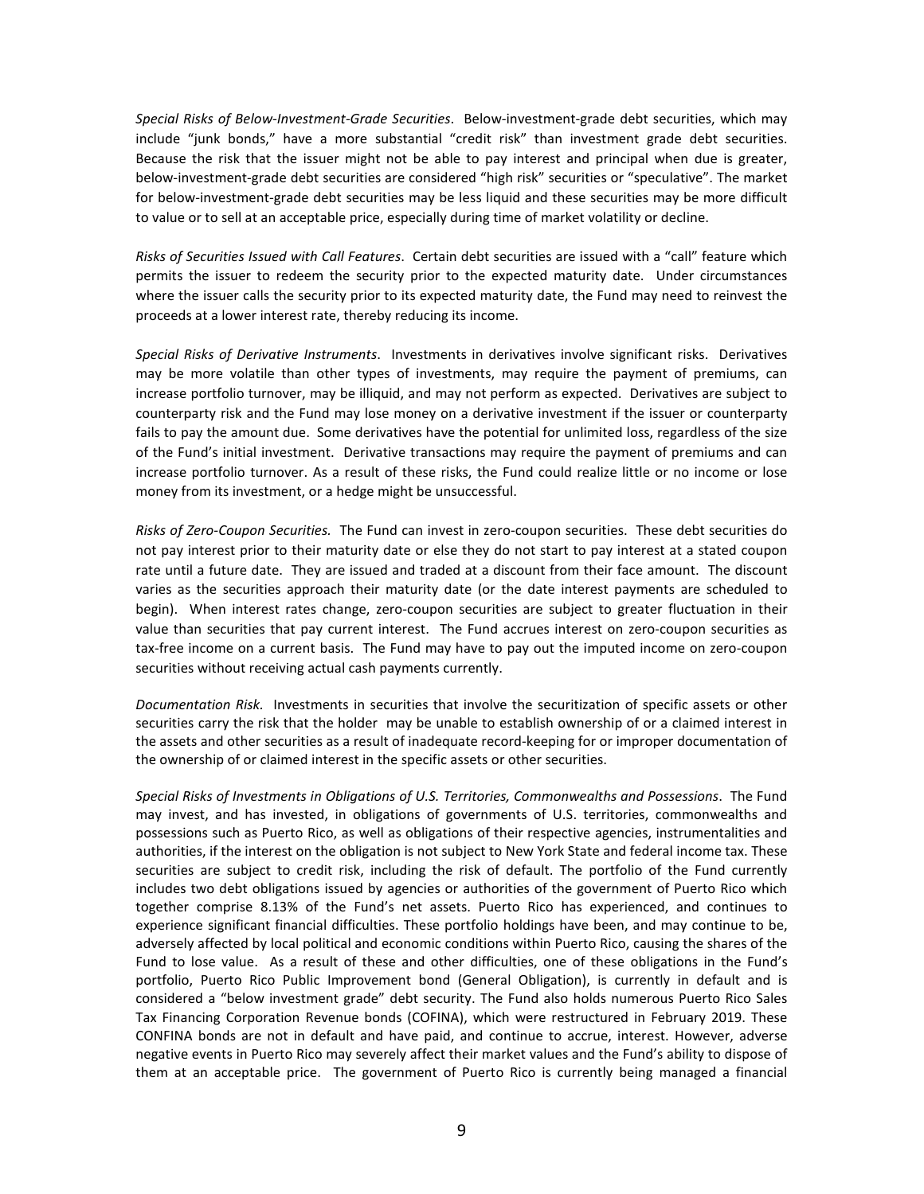*Special Risks of Below-Investment-Grade Securities*. Below-investment-grade debt securities, which may include "junk bonds," have a more substantial "credit risk" than investment grade debt securities. Because the risk that the issuer might not be able to pay interest and principal when due is greater, below-investment-grade debt securities are considered "high risk" securities or "speculative". The market for below-investment-grade debt securities may be less liquid and these securities may be more difficult to value or to sell at an acceptable price, especially during time of market volatility or decline.

*Risks of Securities Issued with Call Features*. Certain debt securities are issued with a "call" feature which permits the issuer to redeem the security prior to the expected maturity date. Under circumstances where the issuer calls the security prior to its expected maturity date, the Fund may need to reinvest the proceeds at a lower interest rate, thereby reducing its income.

*Special Risks of Derivative Instruments*. Investments in derivatives involve significant risks. Derivatives may be more volatile than other types of investments, may require the payment of premiums, can increase portfolio turnover, may be illiquid, and may not perform as expected. Derivatives are subject to counterparty risk and the Fund may lose money on a derivative investment if the issuer or counterparty fails to pay the amount due. Some derivatives have the potential for unlimited loss, regardless of the size of the Fund's initial investment. Derivative transactions may require the payment of premiums and can increase portfolio turnover. As a result of these risks, the Fund could realize little or no income or lose money from its investment, or a hedge might be unsuccessful.

*Risks of Zero-Coupon Securities.* The Fund can invest in zero-coupon securities. These debt securities do not pay interest prior to their maturity date or else they do not start to pay interest at a stated coupon rate until a future date. They are issued and traded at a discount from their face amount. The discount varies as the securities approach their maturity date (or the date interest payments are scheduled to begin). When interest rates change, zero-coupon securities are subject to greater fluctuation in their value than securities that pay current interest. The Fund accrues interest on zero-coupon securities as tax-free income on a current basis. The Fund may have to pay out the imputed income on zero-coupon securities without receiving actual cash payments currently.

*Documentation Risk.* Investments in securities that involve the securitization of specific assets or other securities carry the risk that the holder may be unable to establish ownership of or a claimed interest in the assets and other securities as a result of inadequate record-keeping for or improper documentation of the ownership of or claimed interest in the specific assets or other securities.

*Special Risks of Investments in Obligations of U.S. Territories, Commonwealths and Possessions*. The Fund may invest, and has invested, in obligations of governments of U.S. territories, commonwealths and possessions such as Puerto Rico, as well as obligations of their respective agencies, instrumentalities and authorities, if the interest on the obligation is not subject to New York State and federal income tax. These securities are subject to credit risk, including the risk of default. The portfolio of the Fund currently includes two debt obligations issued by agencies or authorities of the government of Puerto Rico which together comprise 8.13% of the Fund's net assets. Puerto Rico has experienced, and continues to experience significant financial difficulties. These portfolio holdings have been, and may continue to be, adversely affected by local political and economic conditions within Puerto Rico, causing the shares of the Fund to lose value. As a result of these and other difficulties, one of these obligations in the Fund's portfolio, Puerto Rico Public Improvement bond (General Obligation), is currently in default and is considered a "below investment grade" debt security. The Fund also holds numerous Puerto Rico Sales Tax Financing Corporation Revenue bonds (COFINA), which were restructured in February 2019. These CONFINA bonds are not in default and have paid, and continue to accrue, interest. However, adverse negative events in Puerto Rico may severely affect their market values and the Fund's ability to dispose of them at an acceptable price. The government of Puerto Rico is currently being managed a financial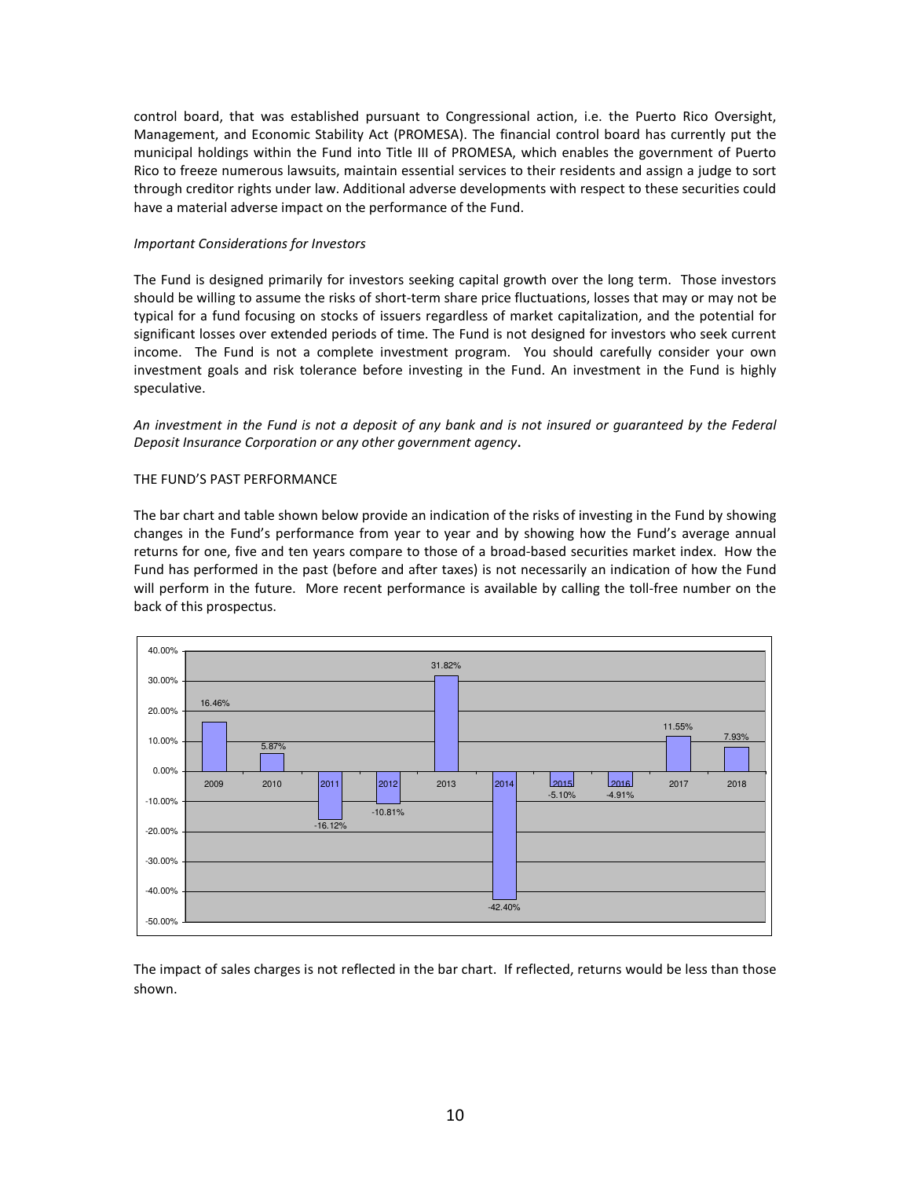control board, that was established pursuant to Congressional action, i.e. the Puerto Rico Oversight, Management, and Economic Stability Act (PROMESA). The financial control board has currently put the municipal holdings within the Fund into Title III of PROMESA, which enables the government of Puerto Rico to freeze numerous lawsuits, maintain essential services to their residents and assign a judge to sort through creditor rights under law. Additional adverse developments with respect to these securities could have a material adverse impact on the performance of the Fund.

*Important Considerations for Investors*

The Fund is designed primarily for investors seeking capital growth over the long term. Those investors should be willing to assume the risks of short-term share price fluctuations, losses that may or may not be typical for a fund focusing on stocks of issuers regardless of market capitalization, and the potential for significant losses over extended periods of time. The Fund is not designed for investors who seek current income. The Fund is not a complete investment program. You should carefully consider your own investment goals and risk tolerance before investing in the Fund. An investment in the Fund is highly speculative.

*An investment in the Fund is not a deposit of any bank and is not insured or guaranteed by the Federal Deposit Insurance Corporation or any other government agency***.**

THE FUND'S PAST PERFORMANCE

The bar chart and table shown below provide an indication of the risks of investing in the Fund by showing changes in the Fund's performance from year to year and by showing how the Fund's average annual returns for one, five and ten years compare to those of a broad-based securities market index. How the Fund has performed in the past (before and after taxes) is not necessarily an indication of how the Fund will perform in the future. More recent performance is available by calling the toll-free number on the back of this prospectus.

| Year | Return |
|---|---|
| 2009 | 16.46% |
| 2010 | 5.87% |
| 2011 | -16.12% |
| 2012 | -10.81% |
| 2013 | 31.82% |
| 2014 | -42.40% |
| 2015 | -5.10% |
| 2016 | -4.91% |
| 2017 | 11.55% |
| 2018 | 7.93% |

The impact of sales charges is not reflected in the bar chart. If reflected, returns would be less than those shown.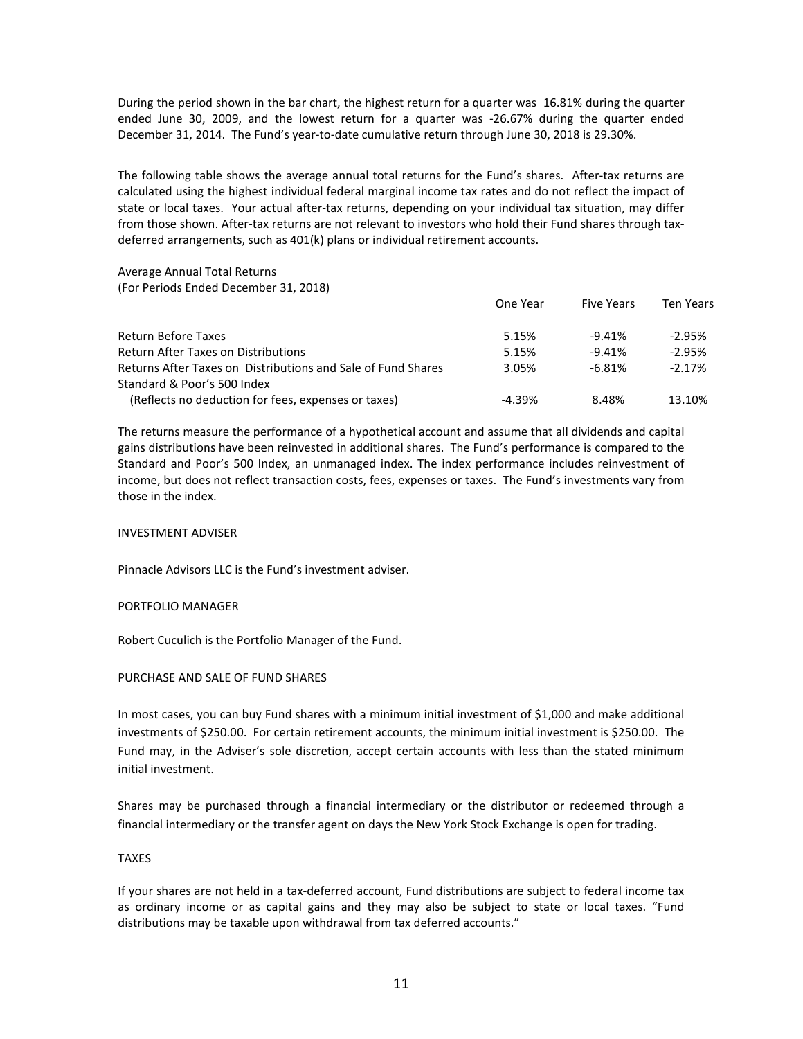During the period shown in the bar chart, the highest return for a quarter was 16.81% during the quarter ended June 30, 2009, and the lowest return for a quarter was -26.67% during the quarter ended December 31, 2014. The Fund's year-to-date cumulative return through June 30, 2018 is 29.30%.

The following table shows the average annual total returns for the Fund's shares. After-tax returns are calculated using the highest individual federal marginal income tax rates and do not reflect the impact of state or local taxes. Your actual after-tax returns, depending on your individual tax situation, may differ from those shown. After-tax returns are not relevant to investors who hold their Fund shares through tax-deferred arrangements, such as 401(k) plans or individual retirement accounts.

Average Annual Total Returns
(For Periods Ended December 31, 2018)

| | One Year | Five Years | Ten Years |
|---|---|---|---|
| Return Before Taxes | 5.15% | -9.41% | -2.95% |
| Return After Taxes on Distributions | 5.15% | -9.41% | -2.95% |
| Returns After Taxes on Distributions and Sale of Fund Shares | 3.05% | -6.81% | -2.17% |
| Standard & Poor's 500 Index (Reflects no deduction for fees, expenses or taxes) | -4.39% | 8.48% | 13.10% |

The returns measure the performance of a hypothetical account and assume that all dividends and capital gains distributions have been reinvested in additional shares. The Fund's performance is compared to the Standard and Poor's 500 Index, an unmanaged index. The index performance includes reinvestment of income, but does not reflect transaction costs, fees, expenses or taxes. The Fund's investments vary from those in the index.

## INVESTMENT ADVISER

Pinnacle Advisors LLC is the Fund's investment adviser.

## PORTFOLIO MANAGER

Robert Cuculich is the Portfolio Manager of the Fund.

## PURCHASE AND SALE OF FUND SHARES

In most cases, you can buy Fund shares with a minimum initial investment of $1,000 and make additional investments of $250.00. For certain retirement accounts, the minimum initial investment is $250.00. The Fund may, in the Adviser's sole discretion, accept certain accounts with less than the stated minimum initial investment.

Shares may be purchased through a financial intermediary or the distributor or redeemed through a financial intermediary or the transfer agent on days the New York Stock Exchange is open for trading.

## TAXES

If your shares are not held in a tax-deferred account, Fund distributions are subject to federal income tax as ordinary income or as capital gains and they may also be subject to state or local taxes. "Fund distributions may be taxable upon withdrawal from tax deferred accounts."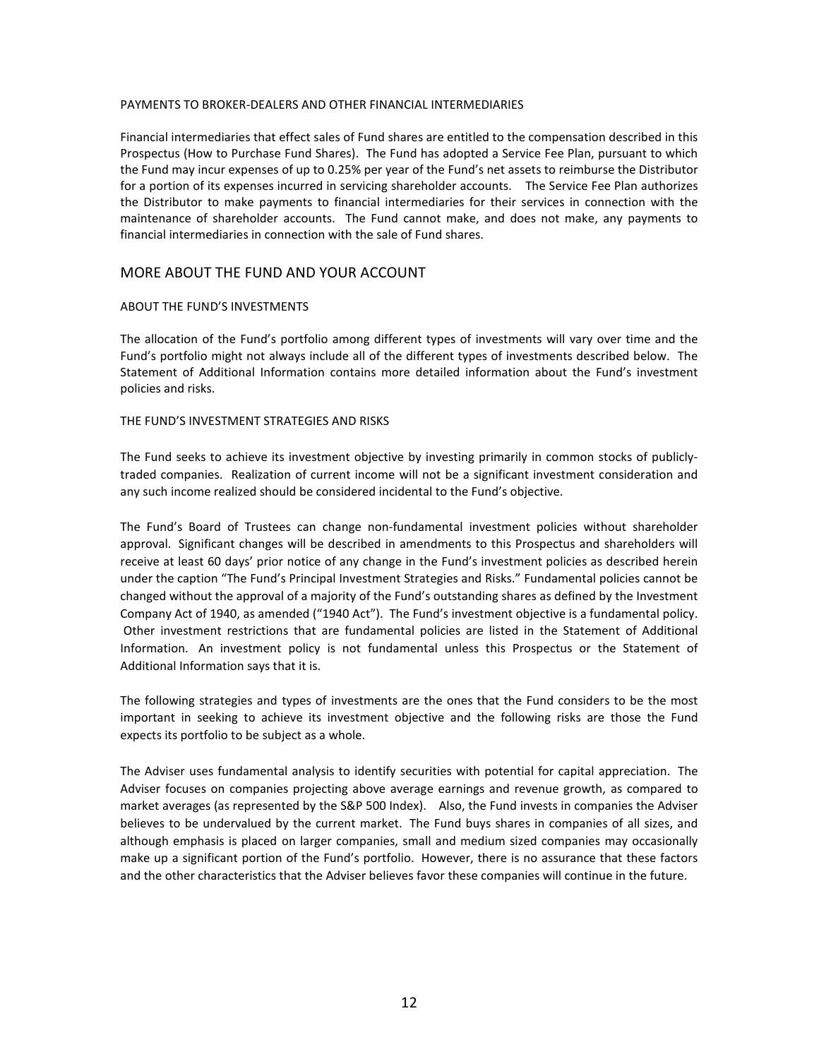### PAYMENTS TO BROKER-DEALERS AND OTHER FINANCIAL INTERMEDIARIES

Financial intermediaries that effect sales of Fund shares are entitled to the compensation described in this Prospectus (How to Purchase Fund Shares). The Fund has adopted a Service Fee Plan, pursuant to which the Fund may incur expenses of up to 0.25% per year of the Fund's net assets to reimburse the Distributor for a portion of its expenses incurred in servicing shareholder accounts. The Service Fee Plan authorizes the Distributor to make payments to financial intermediaries for their services in connection with the maintenance of shareholder accounts. The Fund cannot make, and does not make, any payments to financial intermediaries in connection with the sale of Fund shares.

## MORE ABOUT THE FUND AND YOUR ACCOUNT

### ABOUT THE FUND'S INVESTMENTS

The allocation of the Fund's portfolio among different types of investments will vary over time and the Fund's portfolio might not always include all of the different types of investments described below. The Statement of Additional Information contains more detailed information about the Fund's investment policies and risks.

### THE FUND'S INVESTMENT STRATEGIES AND RISKS

The Fund seeks to achieve its investment objective by investing primarily in common stocks of publicly-traded companies. Realization of current income will not be a significant investment consideration and any such income realized should be considered incidental to the Fund's objective.

The Fund's Board of Trustees can change non-fundamental investment policies without shareholder approval. Significant changes will be described in amendments to this Prospectus and shareholders will receive at least 60 days' prior notice of any change in the Fund's investment policies as described herein under the caption "The Fund's Principal Investment Strategies and Risks." Fundamental policies cannot be changed without the approval of a majority of the Fund's outstanding shares as defined by the Investment Company Act of 1940, as amended ("1940 Act"). The Fund's investment objective is a fundamental policy. Other investment restrictions that are fundamental policies are listed in the Statement of Additional Information. An investment policy is not fundamental unless this Prospectus or the Statement of Additional Information says that it is.

The following strategies and types of investments are the ones that the Fund considers to be the most important in seeking to achieve its investment objective and the following risks are those the Fund expects its portfolio to be subject as a whole.

The Adviser uses fundamental analysis to identify securities with potential for capital appreciation. The Adviser focuses on companies projecting above average earnings and revenue growth, as compared to market averages (as represented by the S&P 500 Index). Also, the Fund invests in companies the Adviser believes to be undervalued by the current market. The Fund buys shares in companies of all sizes, and although emphasis is placed on larger companies, small and medium sized companies may occasionally make up a significant portion of the Fund's portfolio. However, there is no assurance that these factors and the other characteristics that the Adviser believes favor these companies will continue in the future.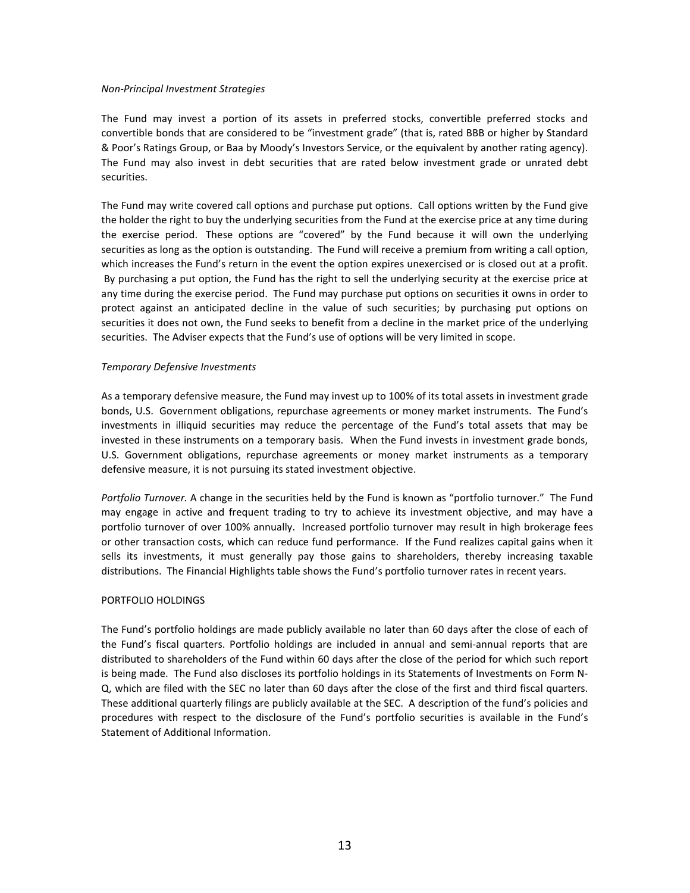*Non-Principal Investment Strategies*

The Fund may invest a portion of its assets in preferred stocks, convertible preferred stocks and convertible bonds that are considered to be "investment grade" (that is, rated BBB or higher by Standard & Poor's Ratings Group, or Baa by Moody's Investors Service, or the equivalent by another rating agency). The Fund may also invest in debt securities that are rated below investment grade or unrated debt securities.

The Fund may write covered call options and purchase put options. Call options written by the Fund give the holder the right to buy the underlying securities from the Fund at the exercise price at any time during the exercise period. These options are "covered" by the Fund because it will own the underlying securities as long as the option is outstanding. The Fund will receive a premium from writing a call option, which increases the Fund's return in the event the option expires unexercised or is closed out at a profit. By purchasing a put option, the Fund has the right to sell the underlying security at the exercise price at any time during the exercise period. The Fund may purchase put options on securities it owns in order to protect against an anticipated decline in the value of such securities; by purchasing put options on securities it does not own, the Fund seeks to benefit from a decline in the market price of the underlying securities. The Adviser expects that the Fund's use of options will be very limited in scope.

*Temporary Defensive Investments*

As a temporary defensive measure, the Fund may invest up to 100% of its total assets in investment grade bonds, U.S. Government obligations, repurchase agreements or money market instruments. The Fund's investments in illiquid securities may reduce the percentage of the Fund's total assets that may be invested in these instruments on a temporary basis. When the Fund invests in investment grade bonds, U.S. Government obligations, repurchase agreements or money market instruments as a temporary defensive measure, it is not pursuing its stated investment objective.

*Portfolio Turnover.* A change in the securities held by the Fund is known as "portfolio turnover." The Fund may engage in active and frequent trading to try to achieve its investment objective, and may have a portfolio turnover of over 100% annually. Increased portfolio turnover may result in high brokerage fees or other transaction costs, which can reduce fund performance. If the Fund realizes capital gains when it sells its investments, it must generally pay those gains to shareholders, thereby increasing taxable distributions. The Financial Highlights table shows the Fund's portfolio turnover rates in recent years.

PORTFOLIO HOLDINGS

The Fund's portfolio holdings are made publicly available no later than 60 days after the close of each of the Fund's fiscal quarters. Portfolio holdings are included in annual and semi-annual reports that are distributed to shareholders of the Fund within 60 days after the close of the period for which such report is being made. The Fund also discloses its portfolio holdings in its Statements of Investments on Form N-Q, which are filed with the SEC no later than 60 days after the close of the first and third fiscal quarters. These additional quarterly filings are publicly available at the SEC. A description of the fund's policies and procedures with respect to the disclosure of the Fund's portfolio securities is available in the Fund's Statement of Additional Information.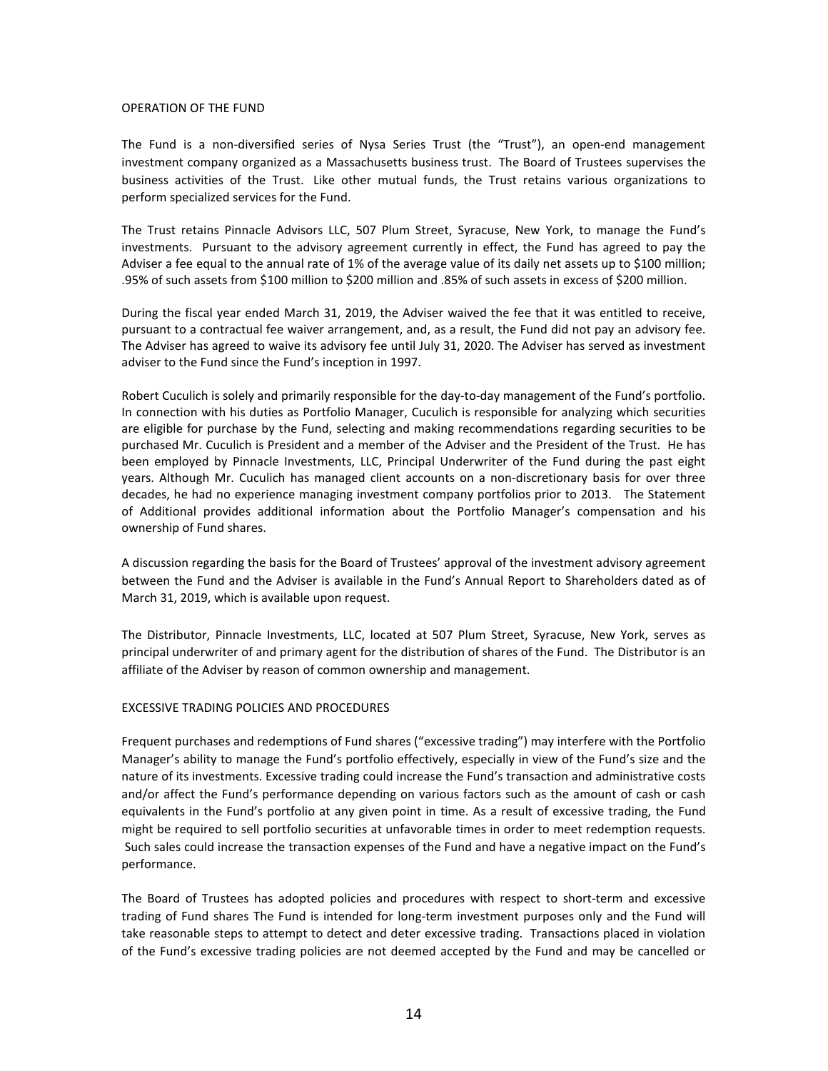## OPERATION OF THE FUND

The Fund is a non-diversified series of Nysa Series Trust (the "Trust"), an open-end management investment company organized as a Massachusetts business trust. The Board of Trustees supervises the business activities of the Trust. Like other mutual funds, the Trust retains various organizations to perform specialized services for the Fund.

The Trust retains Pinnacle Advisors LLC, 507 Plum Street, Syracuse, New York, to manage the Fund's investments. Pursuant to the advisory agreement currently in effect, the Fund has agreed to pay the Adviser a fee equal to the annual rate of 1% of the average value of its daily net assets up to $100 million; .95% of such assets from $100 million to $200 million and .85% of such assets in excess of $200 million.

During the fiscal year ended March 31, 2019, the Adviser waived the fee that it was entitled to receive, pursuant to a contractual fee waiver arrangement, and, as a result, the Fund did not pay an advisory fee. The Adviser has agreed to waive its advisory fee until July 31, 2020. The Adviser has served as investment adviser to the Fund since the Fund's inception in 1997.

Robert Cuculich is solely and primarily responsible for the day-to-day management of the Fund's portfolio. In connection with his duties as Portfolio Manager, Cuculich is responsible for analyzing which securities are eligible for purchase by the Fund, selecting and making recommendations regarding securities to be purchased Mr. Cuculich is President and a member of the Adviser and the President of the Trust. He has been employed by Pinnacle Investments, LLC, Principal Underwriter of the Fund during the past eight years. Although Mr. Cuculich has managed client accounts on a non-discretionary basis for over three decades, he had no experience managing investment company portfolios prior to 2013. The Statement of Additional provides additional information about the Portfolio Manager's compensation and his ownership of Fund shares.

A discussion regarding the basis for the Board of Trustees' approval of the investment advisory agreement between the Fund and the Adviser is available in the Fund's Annual Report to Shareholders dated as of March 31, 2019, which is available upon request.

The Distributor, Pinnacle Investments, LLC, located at 507 Plum Street, Syracuse, New York, serves as principal underwriter of and primary agent for the distribution of shares of the Fund. The Distributor is an affiliate of the Adviser by reason of common ownership and management.

## EXCESSIVE TRADING POLICIES AND PROCEDURES

Frequent purchases and redemptions of Fund shares ("excessive trading") may interfere with the Portfolio Manager's ability to manage the Fund's portfolio effectively, especially in view of the Fund's size and the nature of its investments. Excessive trading could increase the Fund's transaction and administrative costs and/or affect the Fund's performance depending on various factors such as the amount of cash or cash equivalents in the Fund's portfolio at any given point in time. As a result of excessive trading, the Fund might be required to sell portfolio securities at unfavorable times in order to meet redemption requests. Such sales could increase the transaction expenses of the Fund and have a negative impact on the Fund's performance.

The Board of Trustees has adopted policies and procedures with respect to short-term and excessive trading of Fund shares The Fund is intended for long-term investment purposes only and the Fund will take reasonable steps to attempt to detect and deter excessive trading. Transactions placed in violation of the Fund's excessive trading policies are not deemed accepted by the Fund and may be cancelled or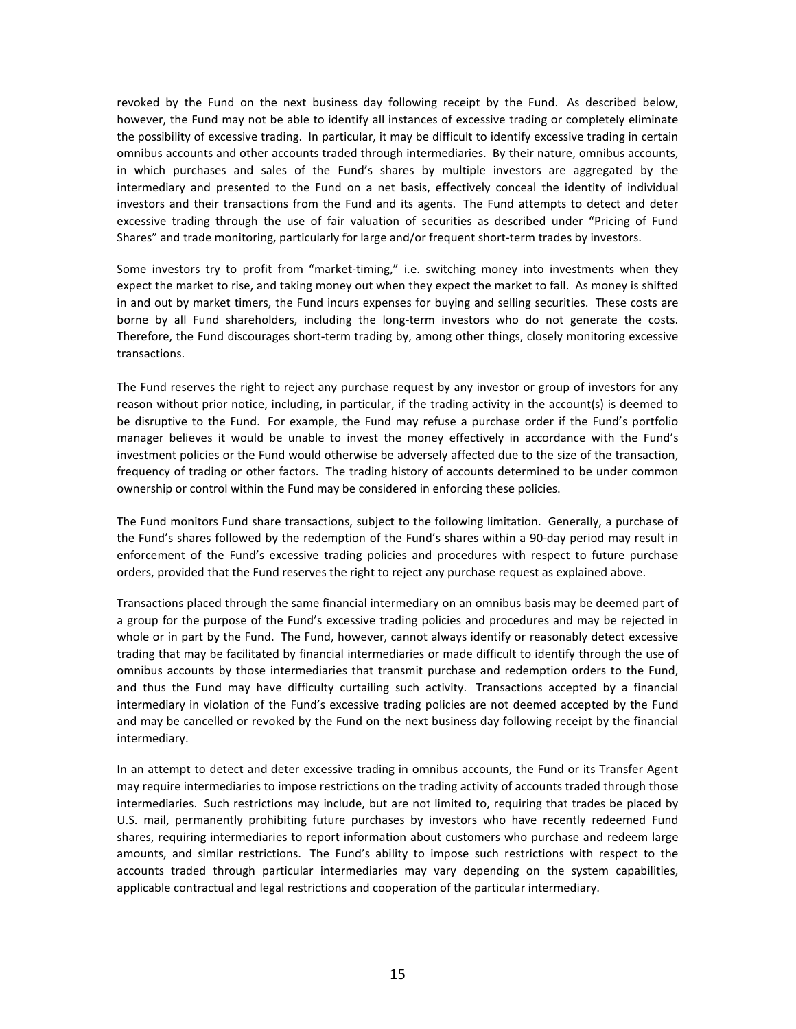revoked by the Fund on the next business day following receipt by the Fund. As described below, however, the Fund may not be able to identify all instances of excessive trading or completely eliminate the possibility of excessive trading. In particular, it may be difficult to identify excessive trading in certain omnibus accounts and other accounts traded through intermediaries. By their nature, omnibus accounts, in which purchases and sales of the Fund's shares by multiple investors are aggregated by the intermediary and presented to the Fund on a net basis, effectively conceal the identity of individual investors and their transactions from the Fund and its agents. The Fund attempts to detect and deter excessive trading through the use of fair valuation of securities as described under "Pricing of Fund Shares" and trade monitoring, particularly for large and/or frequent short-term trades by investors.

Some investors try to profit from "market-timing," i.e. switching money into investments when they expect the market to rise, and taking money out when they expect the market to fall. As money is shifted in and out by market timers, the Fund incurs expenses for buying and selling securities. These costs are borne by all Fund shareholders, including the long-term investors who do not generate the costs. Therefore, the Fund discourages short-term trading by, among other things, closely monitoring excessive transactions.

The Fund reserves the right to reject any purchase request by any investor or group of investors for any reason without prior notice, including, in particular, if the trading activity in the account(s) is deemed to be disruptive to the Fund. For example, the Fund may refuse a purchase order if the Fund's portfolio manager believes it would be unable to invest the money effectively in accordance with the Fund's investment policies or the Fund would otherwise be adversely affected due to the size of the transaction, frequency of trading or other factors. The trading history of accounts determined to be under common ownership or control within the Fund may be considered in enforcing these policies.

The Fund monitors Fund share transactions, subject to the following limitation. Generally, a purchase of the Fund's shares followed by the redemption of the Fund's shares within a 90-day period may result in enforcement of the Fund's excessive trading policies and procedures with respect to future purchase orders, provided that the Fund reserves the right to reject any purchase request as explained above.

Transactions placed through the same financial intermediary on an omnibus basis may be deemed part of a group for the purpose of the Fund's excessive trading policies and procedures and may be rejected in whole or in part by the Fund. The Fund, however, cannot always identify or reasonably detect excessive trading that may be facilitated by financial intermediaries or made difficult to identify through the use of omnibus accounts by those intermediaries that transmit purchase and redemption orders to the Fund, and thus the Fund may have difficulty curtailing such activity. Transactions accepted by a financial intermediary in violation of the Fund's excessive trading policies are not deemed accepted by the Fund and may be cancelled or revoked by the Fund on the next business day following receipt by the financial intermediary.

In an attempt to detect and deter excessive trading in omnibus accounts, the Fund or its Transfer Agent may require intermediaries to impose restrictions on the trading activity of accounts traded through those intermediaries. Such restrictions may include, but are not limited to, requiring that trades be placed by U.S. mail, permanently prohibiting future purchases by investors who have recently redeemed Fund shares, requiring intermediaries to report information about customers who purchase and redeem large amounts, and similar restrictions. The Fund's ability to impose such restrictions with respect to the accounts traded through particular intermediaries may vary depending on the system capabilities, applicable contractual and legal restrictions and cooperation of the particular intermediary.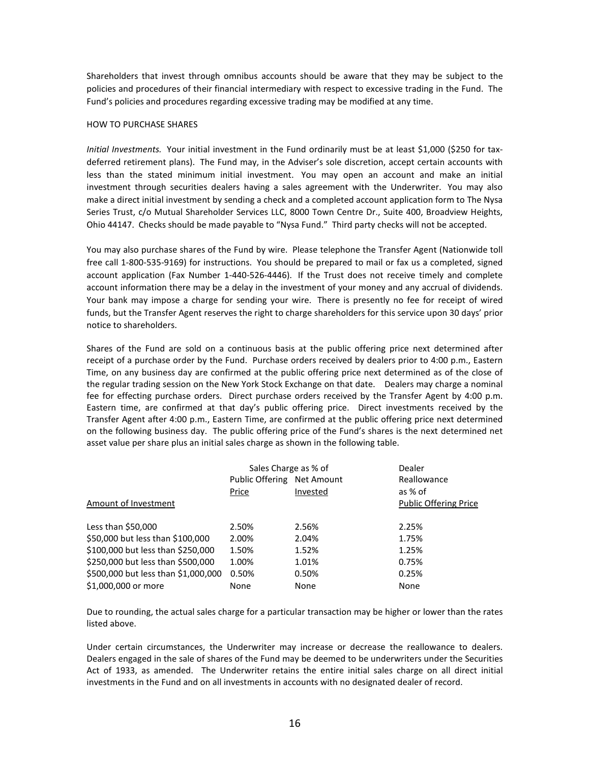Shareholders that invest through omnibus accounts should be aware that they may be subject to the policies and procedures of their financial intermediary with respect to excessive trading in the Fund. The Fund's policies and procedures regarding excessive trading may be modified at any time.

## HOW TO PURCHASE SHARES

*Initial Investments.* Your initial investment in the Fund ordinarily must be at least $1,000 ($250 for tax-deferred retirement plans). The Fund may, in the Adviser's sole discretion, accept certain accounts with less than the stated minimum initial investment. You may open an account and make an initial investment through securities dealers having a sales agreement with the Underwriter. You may also make a direct initial investment by sending a check and a completed account application form to The Nysa Series Trust, c/o Mutual Shareholder Services LLC, 8000 Town Centre Dr., Suite 400, Broadview Heights, Ohio 44147. Checks should be made payable to "Nysa Fund." Third party checks will not be accepted.

You may also purchase shares of the Fund by wire. Please telephone the Transfer Agent (Nationwide toll free call 1-800-535-9169) for instructions. You should be prepared to mail or fax us a completed, signed account application (Fax Number 1-440-526-4446). If the Trust does not receive timely and complete account information there may be a delay in the investment of your money and any accrual of dividends. Your bank may impose a charge for sending your wire. There is presently no fee for receipt of wired funds, but the Transfer Agent reserves the right to charge shareholders for this service upon 30 days' prior notice to shareholders.

Shares of the Fund are sold on a continuous basis at the public offering price next determined after receipt of a purchase order by the Fund. Purchase orders received by dealers prior to 4:00 p.m., Eastern Time, on any business day are confirmed at the public offering price next determined as of the close of the regular trading session on the New York Stock Exchange on that date. Dealers may charge a nominal fee for effecting purchase orders. Direct purchase orders received by the Transfer Agent by 4:00 p.m. Eastern time, are confirmed at that day's public offering price. Direct investments received by the Transfer Agent after 4:00 p.m., Eastern Time, are confirmed at the public offering price next determined on the following business day. The public offering price of the Fund's shares is the next determined net asset value per share plus an initial sales charge as shown in the following table.

| | Sales Charge as % of | | Dealer Reallowance |
|---|---|---|---|
| Amount of Investment | Public Offering Price | Net Amount Invested | as % of Public Offering Price |
| Less than $50,000 | 2.50% | 2.56% | 2.25% |
| $50,000 but less than $100,000 | 2.00% | 2.04% | 1.75% |
| $100,000 but less than $250,000 | 1.50% | 1.52% | 1.25% |
| $250,000 but less than $500,000 | 1.00% | 1.01% | 0.75% |
| $500,000 but less than $1,000,000 | 0.50% | 0.50% | 0.25% |
| $1,000,000 or more | None | None | None |

Due to rounding, the actual sales charge for a particular transaction may be higher or lower than the rates listed above.

Under certain circumstances, the Underwriter may increase or decrease the reallowance to dealers. Dealers engaged in the sale of shares of the Fund may be deemed to be underwriters under the Securities Act of 1933, as amended. The Underwriter retains the entire initial sales charge on all direct initial investments in the Fund and on all investments in accounts with no designated dealer of record.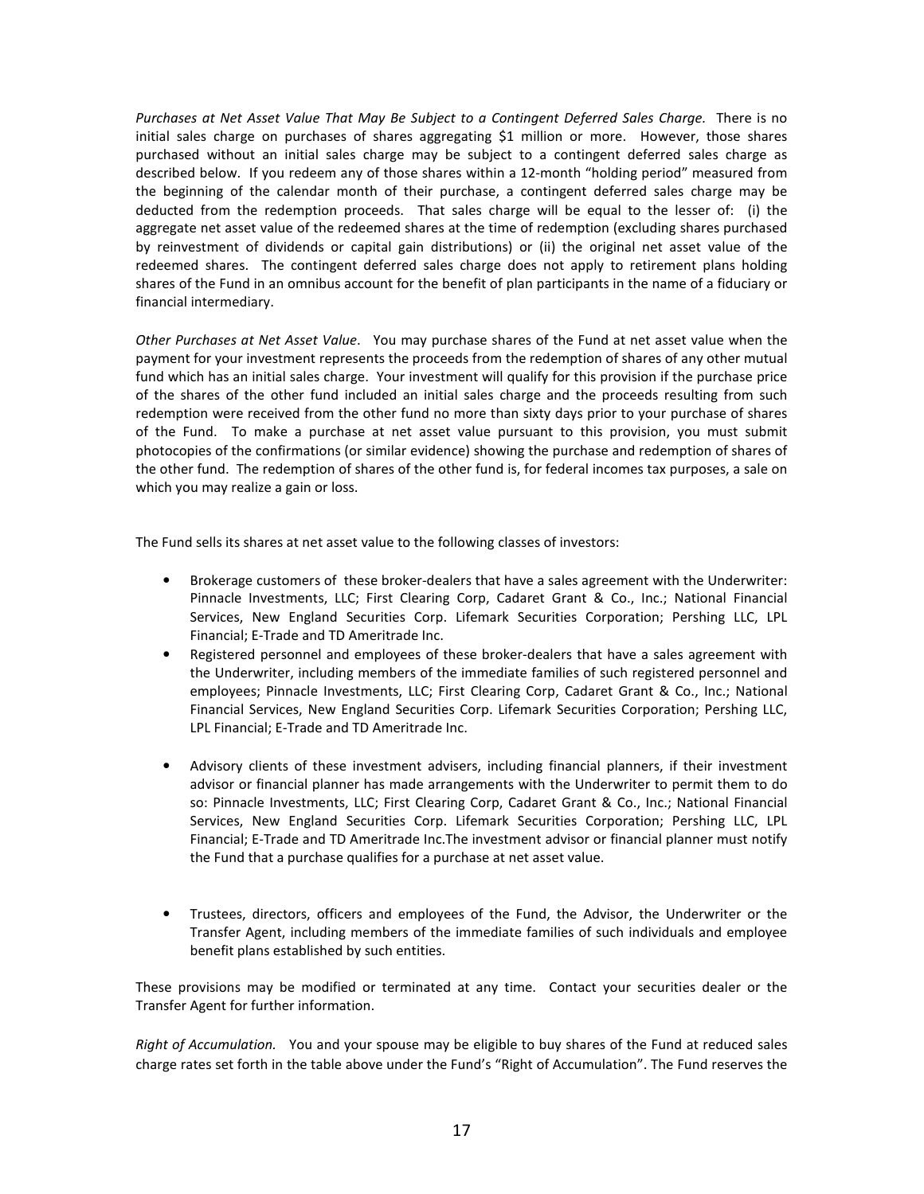*Purchases at Net Asset Value That May Be Subject to a Contingent Deferred Sales Charge.* There is no initial sales charge on purchases of shares aggregating $1 million or more. However, those shares purchased without an initial sales charge may be subject to a contingent deferred sales charge as described below. If you redeem any of those shares within a 12-month "holding period" measured from the beginning of the calendar month of their purchase, a contingent deferred sales charge may be deducted from the redemption proceeds. That sales charge will be equal to the lesser of: (i) the aggregate net asset value of the redeemed shares at the time of redemption (excluding shares purchased by reinvestment of dividends or capital gain distributions) or (ii) the original net asset value of the redeemed shares. The contingent deferred sales charge does not apply to retirement plans holding shares of the Fund in an omnibus account for the benefit of plan participants in the name of a fiduciary or financial intermediary.

*Other Purchases at Net Asset Value*. You may purchase shares of the Fund at net asset value when the payment for your investment represents the proceeds from the redemption of shares of any other mutual fund which has an initial sales charge. Your investment will qualify for this provision if the purchase price of the shares of the other fund included an initial sales charge and the proceeds resulting from such redemption were received from the other fund no more than sixty days prior to your purchase of shares of the Fund. To make a purchase at net asset value pursuant to this provision, you must submit photocopies of the confirmations (or similar evidence) showing the purchase and redemption of shares of the other fund. The redemption of shares of the other fund is, for federal incomes tax purposes, a sale on which you may realize a gain or loss.

The Fund sells its shares at net asset value to the following classes of investors:

- Brokerage customers of these broker-dealers that have a sales agreement with the Underwriter: Pinnacle Investments, LLC; First Clearing Corp, Cadaret Grant & Co., Inc.; National Financial Services, New England Securities Corp. Lifemark Securities Corporation; Pershing LLC, LPL Financial; E-Trade and TD Ameritrade Inc.
- Registered personnel and employees of these broker-dealers that have a sales agreement with the Underwriter, including members of the immediate families of such registered personnel and employees; Pinnacle Investments, LLC; First Clearing Corp, Cadaret Grant & Co., Inc.; National Financial Services, New England Securities Corp. Lifemark Securities Corporation; Pershing LLC, LPL Financial; E-Trade and TD Ameritrade Inc.
- Advisory clients of these investment advisers, including financial planners, if their investment advisor or financial planner has made arrangements with the Underwriter to permit them to do so: Pinnacle Investments, LLC; First Clearing Corp, Cadaret Grant & Co., Inc.; National Financial Services, New England Securities Corp. Lifemark Securities Corporation; Pershing LLC, LPL Financial; E-Trade and TD Ameritrade Inc.The investment advisor or financial planner must notify the Fund that a purchase qualifies for a purchase at net asset value.
- Trustees, directors, officers and employees of the Fund, the Advisor, the Underwriter or the Transfer Agent, including members of the immediate families of such individuals and employee benefit plans established by such entities.

These provisions may be modified or terminated at any time. Contact your securities dealer or the Transfer Agent for further information.

*Right of Accumulation.* You and your spouse may be eligible to buy shares of the Fund at reduced sales charge rates set forth in the table above under the Fund's "Right of Accumulation". The Fund reserves the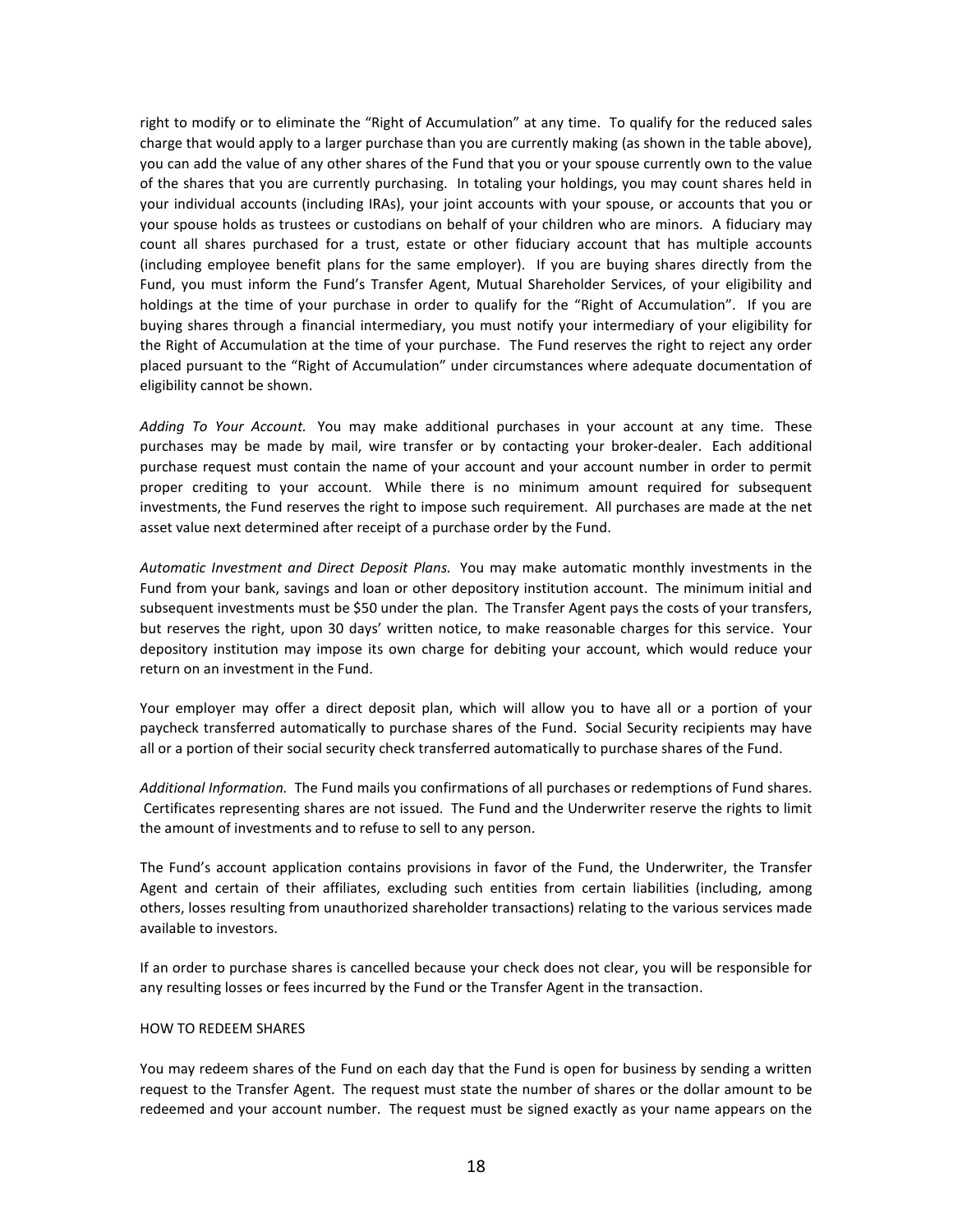right to modify or to eliminate the "Right of Accumulation" at any time. To qualify for the reduced sales charge that would apply to a larger purchase than you are currently making (as shown in the table above), you can add the value of any other shares of the Fund that you or your spouse currently own to the value of the shares that you are currently purchasing. In totaling your holdings, you may count shares held in your individual accounts (including IRAs), your joint accounts with your spouse, or accounts that you or your spouse holds as trustees or custodians on behalf of your children who are minors. A fiduciary may count all shares purchased for a trust, estate or other fiduciary account that has multiple accounts (including employee benefit plans for the same employer). If you are buying shares directly from the Fund, you must inform the Fund's Transfer Agent, Mutual Shareholder Services, of your eligibility and holdings at the time of your purchase in order to qualify for the "Right of Accumulation". If you are buying shares through a financial intermediary, you must notify your intermediary of your eligibility for the Right of Accumulation at the time of your purchase. The Fund reserves the right to reject any order placed pursuant to the "Right of Accumulation" under circumstances where adequate documentation of eligibility cannot be shown.

*Adding To Your Account.* You may make additional purchases in your account at any time. These purchases may be made by mail, wire transfer or by contacting your broker-dealer. Each additional purchase request must contain the name of your account and your account number in order to permit proper crediting to your account. While there is no minimum amount required for subsequent investments, the Fund reserves the right to impose such requirement. All purchases are made at the net asset value next determined after receipt of a purchase order by the Fund.

*Automatic Investment and Direct Deposit Plans.* You may make automatic monthly investments in the Fund from your bank, savings and loan or other depository institution account. The minimum initial and subsequent investments must be $50 under the plan. The Transfer Agent pays the costs of your transfers, but reserves the right, upon 30 days' written notice, to make reasonable charges for this service. Your depository institution may impose its own charge for debiting your account, which would reduce your return on an investment in the Fund.

Your employer may offer a direct deposit plan, which will allow you to have all or a portion of your paycheck transferred automatically to purchase shares of the Fund. Social Security recipients may have all or a portion of their social security check transferred automatically to purchase shares of the Fund.

*Additional Information.* The Fund mails you confirmations of all purchases or redemptions of Fund shares. Certificates representing shares are not issued. The Fund and the Underwriter reserve the rights to limit the amount of investments and to refuse to sell to any person.

The Fund's account application contains provisions in favor of the Fund, the Underwriter, the Transfer Agent and certain of their affiliates, excluding such entities from certain liabilities (including, among others, losses resulting from unauthorized shareholder transactions) relating to the various services made available to investors.

If an order to purchase shares is cancelled because your check does not clear, you will be responsible for any resulting losses or fees incurred by the Fund or the Transfer Agent in the transaction.

## HOW TO REDEEM SHARES

You may redeem shares of the Fund on each day that the Fund is open for business by sending a written request to the Transfer Agent. The request must state the number of shares or the dollar amount to be redeemed and your account number. The request must be signed exactly as your name appears on the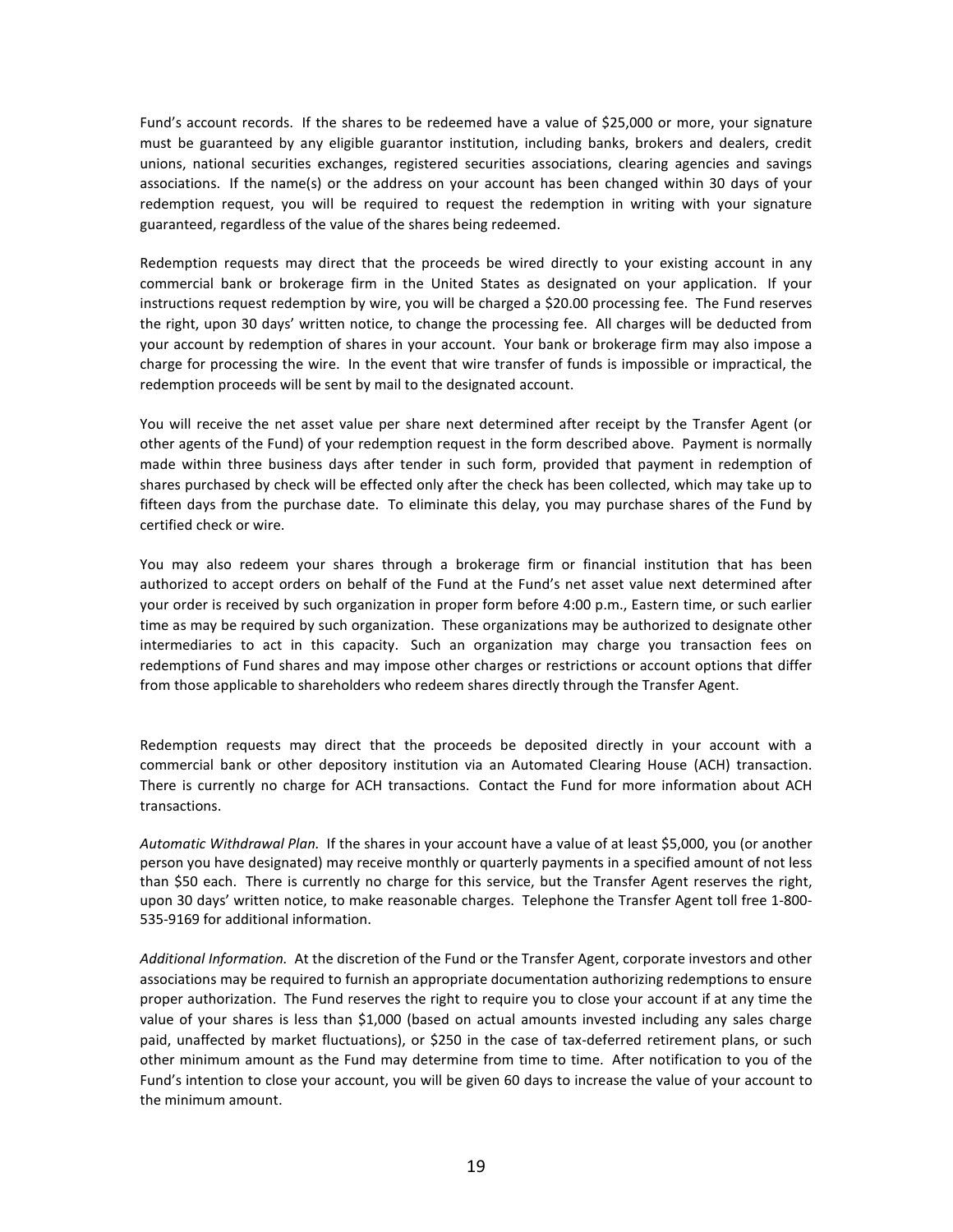Fund's account records. If the shares to be redeemed have a value of $25,000 or more, your signature must be guaranteed by any eligible guarantor institution, including banks, brokers and dealers, credit unions, national securities exchanges, registered securities associations, clearing agencies and savings associations. If the name(s) or the address on your account has been changed within 30 days of your redemption request, you will be required to request the redemption in writing with your signature guaranteed, regardless of the value of the shares being redeemed.

Redemption requests may direct that the proceeds be wired directly to your existing account in any commercial bank or brokerage firm in the United States as designated on your application. If your instructions request redemption by wire, you will be charged a $20.00 processing fee. The Fund reserves the right, upon 30 days' written notice, to change the processing fee. All charges will be deducted from your account by redemption of shares in your account. Your bank or brokerage firm may also impose a charge for processing the wire. In the event that wire transfer of funds is impossible or impractical, the redemption proceeds will be sent by mail to the designated account.

You will receive the net asset value per share next determined after receipt by the Transfer Agent (or other agents of the Fund) of your redemption request in the form described above. Payment is normally made within three business days after tender in such form, provided that payment in redemption of shares purchased by check will be effected only after the check has been collected, which may take up to fifteen days from the purchase date. To eliminate this delay, you may purchase shares of the Fund by certified check or wire.

You may also redeem your shares through a brokerage firm or financial institution that has been authorized to accept orders on behalf of the Fund at the Fund's net asset value next determined after your order is received by such organization in proper form before 4:00 p.m., Eastern time, or such earlier time as may be required by such organization. These organizations may be authorized to designate other intermediaries to act in this capacity. Such an organization may charge you transaction fees on redemptions of Fund shares and may impose other charges or restrictions or account options that differ from those applicable to shareholders who redeem shares directly through the Transfer Agent.

Redemption requests may direct that the proceeds be deposited directly in your account with a commercial bank or other depository institution via an Automated Clearing House (ACH) transaction. There is currently no charge for ACH transactions. Contact the Fund for more information about ACH transactions.

*Automatic Withdrawal Plan.* If the shares in your account have a value of at least $5,000, you (or another person you have designated) may receive monthly or quarterly payments in a specified amount of not less than $50 each. There is currently no charge for this service, but the Transfer Agent reserves the right, upon 30 days' written notice, to make reasonable charges. Telephone the Transfer Agent toll free 1-800-535-9169 for additional information.

*Additional Information.* At the discretion of the Fund or the Transfer Agent, corporate investors and other associations may be required to furnish an appropriate documentation authorizing redemptions to ensure proper authorization. The Fund reserves the right to require you to close your account if at any time the value of your shares is less than $1,000 (based on actual amounts invested including any sales charge paid, unaffected by market fluctuations), or $250 in the case of tax-deferred retirement plans, or such other minimum amount as the Fund may determine from time to time. After notification to you of the Fund's intention to close your account, you will be given 60 days to increase the value of your account to the minimum amount.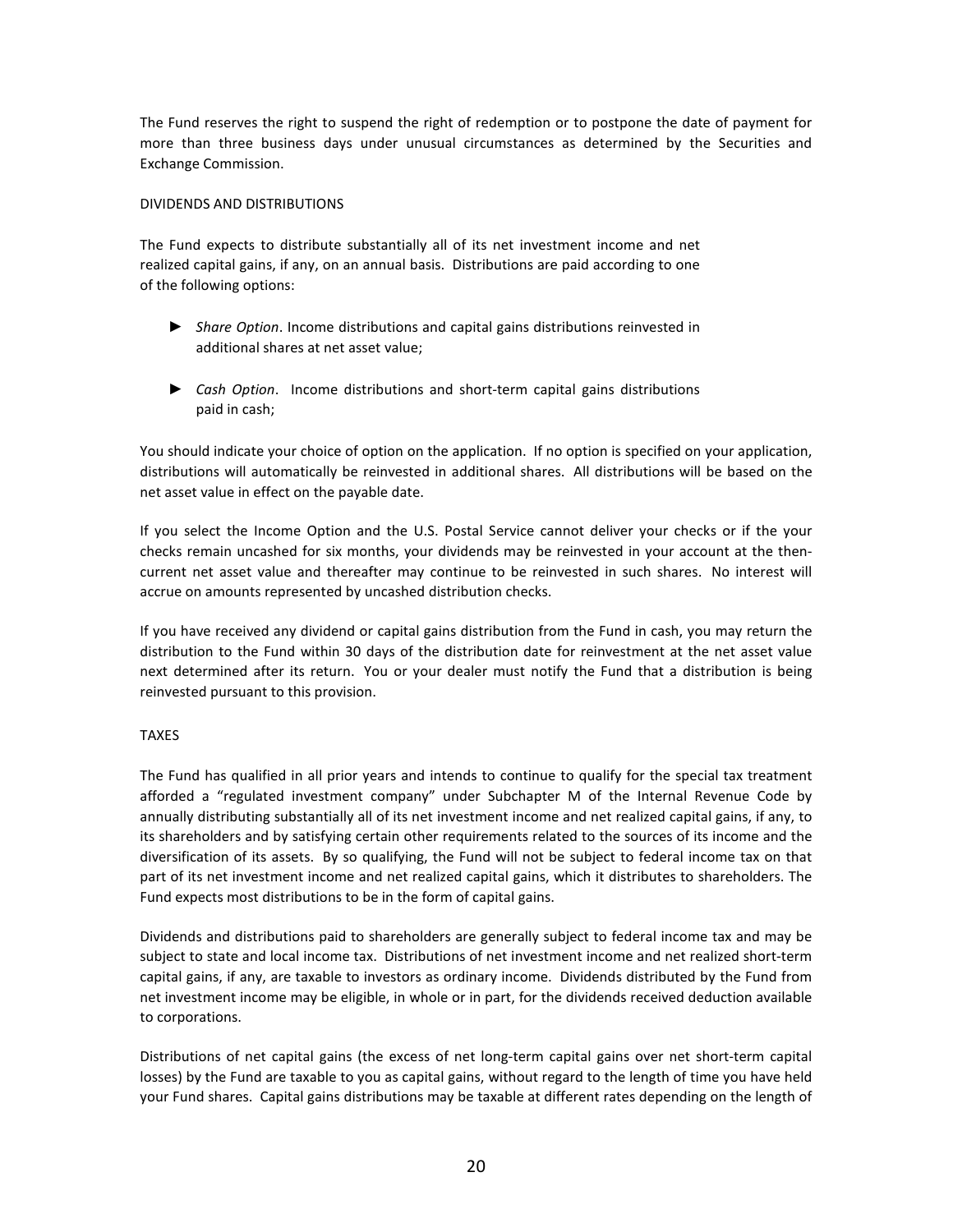The Fund reserves the right to suspend the right of redemption or to postpone the date of payment for more than three business days under unusual circumstances as determined by the Securities and Exchange Commission.

## DIVIDENDS AND DISTRIBUTIONS

The Fund expects to distribute substantially all of its net investment income and net realized capital gains, if any, on an annual basis. Distributions are paid according to one of the following options:

- *Share Option*. Income distributions and capital gains distributions reinvested in additional shares at net asset value;

- *Cash Option*. Income distributions and short-term capital gains distributions paid in cash;

You should indicate your choice of option on the application. If no option is specified on your application, distributions will automatically be reinvested in additional shares. All distributions will be based on the net asset value in effect on the payable date.

If you select the Income Option and the U.S. Postal Service cannot deliver your checks or if the your checks remain uncashed for six months, your dividends may be reinvested in your account at the then-current net asset value and thereafter may continue to be reinvested in such shares. No interest will accrue on amounts represented by uncashed distribution checks.

If you have received any dividend or capital gains distribution from the Fund in cash, you may return the distribution to the Fund within 30 days of the distribution date for reinvestment at the net asset value next determined after its return. You or your dealer must notify the Fund that a distribution is being reinvested pursuant to this provision.

## TAXES

The Fund has qualified in all prior years and intends to continue to qualify for the special tax treatment afforded a "regulated investment company" under Subchapter M of the Internal Revenue Code by annually distributing substantially all of its net investment income and net realized capital gains, if any, to its shareholders and by satisfying certain other requirements related to the sources of its income and the diversification of its assets. By so qualifying, the Fund will not be subject to federal income tax on that part of its net investment income and net realized capital gains, which it distributes to shareholders. The Fund expects most distributions to be in the form of capital gains.

Dividends and distributions paid to shareholders are generally subject to federal income tax and may be subject to state and local income tax. Distributions of net investment income and net realized short-term capital gains, if any, are taxable to investors as ordinary income. Dividends distributed by the Fund from net investment income may be eligible, in whole or in part, for the dividends received deduction available to corporations.

Distributions of net capital gains (the excess of net long-term capital gains over net short-term capital losses) by the Fund are taxable to you as capital gains, without regard to the length of time you have held your Fund shares. Capital gains distributions may be taxable at different rates depending on the length of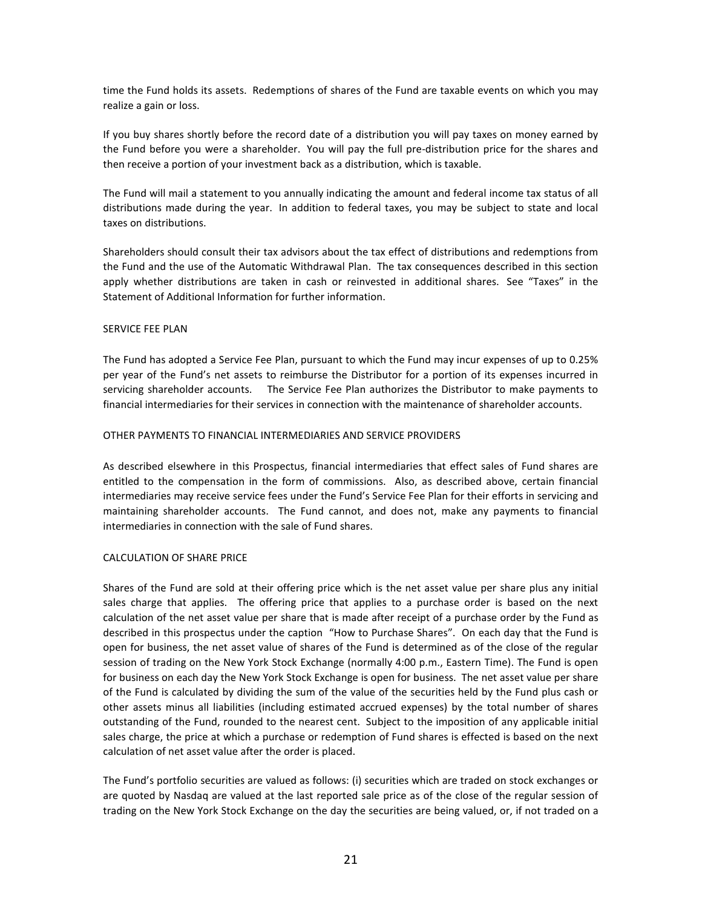time the Fund holds its assets. Redemptions of shares of the Fund are taxable events on which you may realize a gain or loss.

If you buy shares shortly before the record date of a distribution you will pay taxes on money earned by the Fund before you were a shareholder. You will pay the full pre-distribution price for the shares and then receive a portion of your investment back as a distribution, which is taxable.

The Fund will mail a statement to you annually indicating the amount and federal income tax status of all distributions made during the year. In addition to federal taxes, you may be subject to state and local taxes on distributions.

Shareholders should consult their tax advisors about the tax effect of distributions and redemptions from the Fund and the use of the Automatic Withdrawal Plan. The tax consequences described in this section apply whether distributions are taken in cash or reinvested in additional shares. See "Taxes" in the Statement of Additional Information for further information.

## SERVICE FEE PLAN

The Fund has adopted a Service Fee Plan, pursuant to which the Fund may incur expenses of up to 0.25% per year of the Fund's net assets to reimburse the Distributor for a portion of its expenses incurred in servicing shareholder accounts. The Service Fee Plan authorizes the Distributor to make payments to financial intermediaries for their services in connection with the maintenance of shareholder accounts.

## OTHER PAYMENTS TO FINANCIAL INTERMEDIARIES AND SERVICE PROVIDERS

As described elsewhere in this Prospectus, financial intermediaries that effect sales of Fund shares are entitled to the compensation in the form of commissions. Also, as described above, certain financial intermediaries may receive service fees under the Fund's Service Fee Plan for their efforts in servicing and maintaining shareholder accounts. The Fund cannot, and does not, make any payments to financial intermediaries in connection with the sale of Fund shares.

## CALCULATION OF SHARE PRICE

Shares of the Fund are sold at their offering price which is the net asset value per share plus any initial sales charge that applies. The offering price that applies to a purchase order is based on the next calculation of the net asset value per share that is made after receipt of a purchase order by the Fund as described in this prospectus under the caption "How to Purchase Shares". On each day that the Fund is open for business, the net asset value of shares of the Fund is determined as of the close of the regular session of trading on the New York Stock Exchange (normally 4:00 p.m., Eastern Time). The Fund is open for business on each day the New York Stock Exchange is open for business. The net asset value per share of the Fund is calculated by dividing the sum of the value of the securities held by the Fund plus cash or other assets minus all liabilities (including estimated accrued expenses) by the total number of shares outstanding of the Fund, rounded to the nearest cent. Subject to the imposition of any applicable initial sales charge, the price at which a purchase or redemption of Fund shares is effected is based on the next calculation of net asset value after the order is placed.

The Fund's portfolio securities are valued as follows: (i) securities which are traded on stock exchanges or are quoted by Nasdaq are valued at the last reported sale price as of the close of the regular session of trading on the New York Stock Exchange on the day the securities are being valued, or, if not traded on a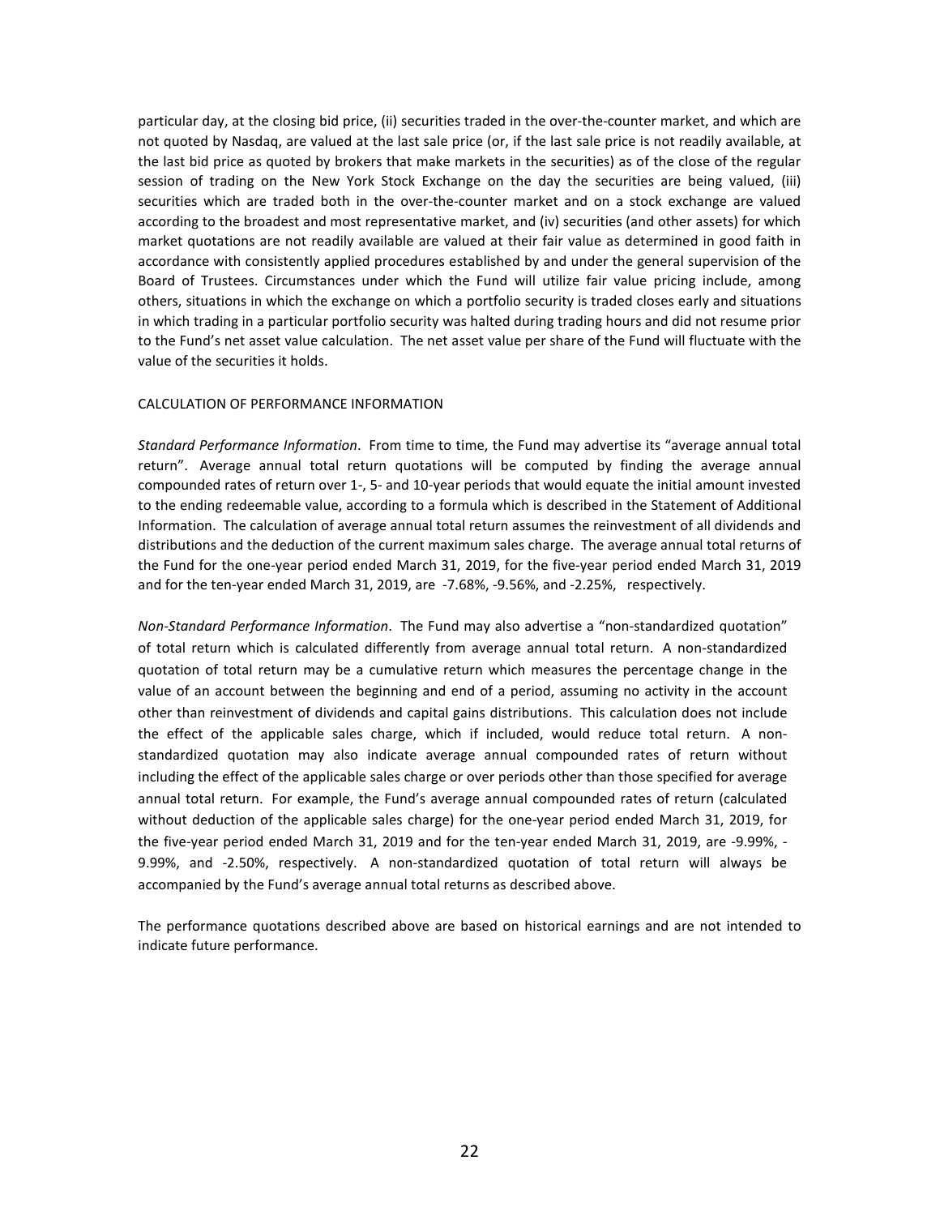particular day, at the closing bid price, (ii) securities traded in the over-the-counter market, and which are not quoted by Nasdaq, are valued at the last sale price (or, if the last sale price is not readily available, at the last bid price as quoted by brokers that make markets in the securities) as of the close of the regular session of trading on the New York Stock Exchange on the day the securities are being valued, (iii) securities which are traded both in the over-the-counter market and on a stock exchange are valued according to the broadest and most representative market, and (iv) securities (and other assets) for which market quotations are not readily available are valued at their fair value as determined in good faith in accordance with consistently applied procedures established by and under the general supervision of the Board of Trustees. Circumstances under which the Fund will utilize fair value pricing include, among others, situations in which the exchange on which a portfolio security is traded closes early and situations in which trading in a particular portfolio security was halted during trading hours and did not resume prior to the Fund's net asset value calculation. The net asset value per share of the Fund will fluctuate with the value of the securities it holds.

CALCULATION OF PERFORMANCE INFORMATION

*Standard Performance Information*. From time to time, the Fund may advertise its "average annual total return". Average annual total return quotations will be computed by finding the average annual compounded rates of return over 1-, 5- and 10-year periods that would equate the initial amount invested to the ending redeemable value, according to a formula which is described in the Statement of Additional Information. The calculation of average annual total return assumes the reinvestment of all dividends and distributions and the deduction of the current maximum sales charge. The average annual total returns of the Fund for the one-year period ended March 31, 2019, for the five-year period ended March 31, 2019 and for the ten-year ended March 31, 2019, are -7.68%, -9.56%, and -2.25%, respectively.

*Non-Standard Performance Information*. The Fund may also advertise a "non-standardized quotation" of total return which is calculated differently from average annual total return. A non-standardized quotation of total return may be a cumulative return which measures the percentage change in the value of an account between the beginning and end of a period, assuming no activity in the account other than reinvestment of dividends and capital gains distributions. This calculation does not include the effect of the applicable sales charge, which if included, would reduce total return. A non-standardized quotation may also indicate average annual compounded rates of return without including the effect of the applicable sales charge or over periods other than those specified for average annual total return. For example, the Fund's average annual compounded rates of return (calculated without deduction of the applicable sales charge) for the one-year period ended March 31, 2019, for the five-year period ended March 31, 2019 and for the ten-year ended March 31, 2019, are -9.99%, -9.99%, and -2.50%, respectively. A non-standardized quotation of total return will always be accompanied by the Fund's average annual total returns as described above.

The performance quotations described above are based on historical earnings and are not intended to indicate future performance.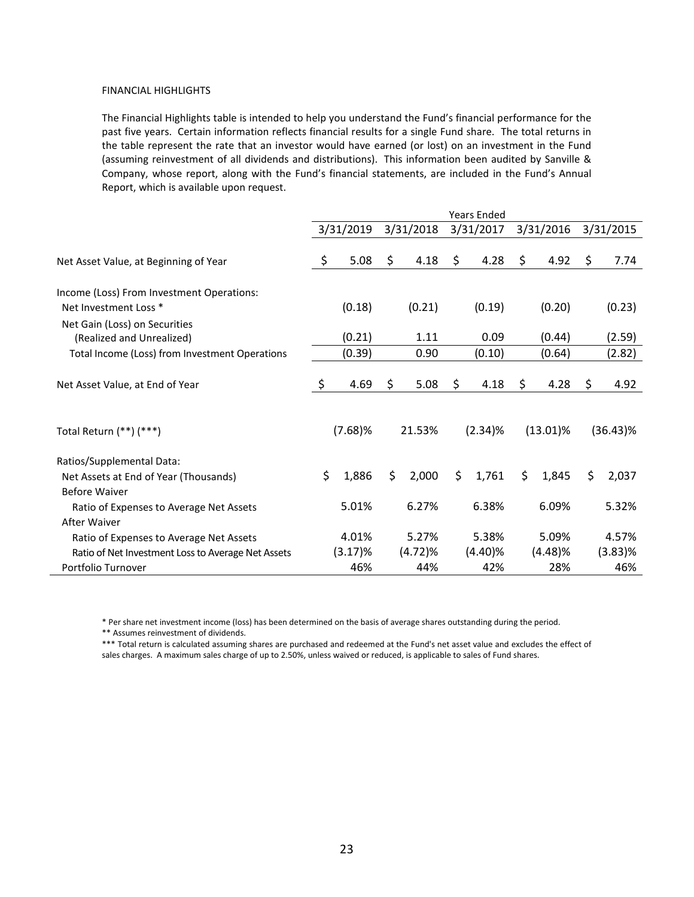FINANCIAL HIGHLIGHTS

The Financial Highlights table is intended to help you understand the Fund's financial performance for the past five years. Certain information reflects financial results for a single Fund share. The total returns in the table represent the rate that an investor would have earned (or lost) on an investment in the Fund (assuming reinvestment of all dividends and distributions). This information been audited by Sanville & Company, whose report, along with the Fund's financial statements, are included in the Fund's Annual Report, which is available upon request.

| | Years Ended | | | | |
|---|---|---|---|---|---|
| | 3/31/2019 | 3/31/2018 | 3/31/2017 | 3/31/2016 | 3/31/2015 |
| Net Asset Value, at Beginning of Year | $ 5.08 | $ 4.18 | $ 4.28 | $ 4.92 | $ 7.74 |
| Income (Loss) From Investment Operations: | | | | | |
| Net Investment Loss * | (0.18) | (0.21) | (0.19) | (0.20) | (0.23) |
| Net Gain (Loss) on Securities (Realized and Unrealized) | (0.21) | 1.11 | 0.09 | (0.44) | (2.59) |
| Total Income (Loss) from Investment Operations | (0.39) | 0.90 | (0.10) | (0.64) | (2.82) |
| Net Asset Value, at End of Year | $ 4.69 | $ 5.08 | $ 4.18 | $ 4.28 | $ 4.92 |
| Total Return (**) (***) | (7.68)% | 21.53% | (2.34)% | (13.01)% | (36.43)% |
| Ratios/Supplemental Data: | | | | | |
| Net Assets at End of Year (Thousands) | $ 1,886 | $ 2,000 | $ 1,761 | $ 1,845 | $ 2,037 |
| Before Waiver | | | | | |
| Ratio of Expenses to Average Net Assets | 5.01% | 6.27% | 6.38% | 6.09% | 5.32% |
| After Waiver | | | | | |
| Ratio of Expenses to Average Net Assets | 4.01% | 5.27% | 5.38% | 5.09% | 4.57% |
| Ratio of Net Investment Loss to Average Net Assets | (3.17)% | (4.72)% | (4.40)% | (4.48)% | (3.83)% |
| Portfolio Turnover | 46% | 44% | 42% | 28% | 46% |

* Per share net investment income (loss) has been determined on the basis of average shares outstanding during the period.

** Assumes reinvestment of dividends.

*** Total return is calculated assuming shares are purchased and redeemed at the Fund's net asset value and excludes the effect of sales charges. A maximum sales charge of up to 2.50%, unless waived or reduced, is applicable to sales of Fund shares.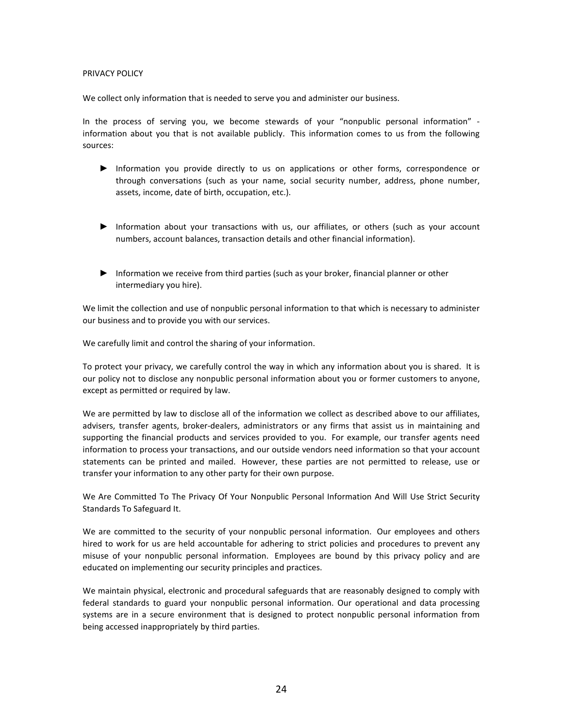PRIVACY POLICY

We collect only information that is needed to serve you and administer our business.

In the process of serving you, we become stewards of your "nonpublic personal information" - information about you that is not available publicly. This information comes to us from the following sources:

- Information you provide directly to us on applications or other forms, correspondence or through conversations (such as your name, social security number, address, phone number, assets, income, date of birth, occupation, etc.).

- Information about your transactions with us, our affiliates, or others (such as your account numbers, account balances, transaction details and other financial information).

- Information we receive from third parties (such as your broker, financial planner or other intermediary you hire).

We limit the collection and use of nonpublic personal information to that which is necessary to administer our business and to provide you with our services.

We carefully limit and control the sharing of your information.

To protect your privacy, we carefully control the way in which any information about you is shared. It is our policy not to disclose any nonpublic personal information about you or former customers to anyone, except as permitted or required by law.

We are permitted by law to disclose all of the information we collect as described above to our affiliates, advisers, transfer agents, broker-dealers, administrators or any firms that assist us in maintaining and supporting the financial products and services provided to you. For example, our transfer agents need information to process your transactions, and our outside vendors need information so that your account statements can be printed and mailed. However, these parties are not permitted to release, use or transfer your information to any other party for their own purpose.

We Are Committed To The Privacy Of Your Nonpublic Personal Information And Will Use Strict Security Standards To Safeguard It.

We are committed to the security of your nonpublic personal information. Our employees and others hired to work for us are held accountable for adhering to strict policies and procedures to prevent any misuse of your nonpublic personal information. Employees are bound by this privacy policy and are educated on implementing our security principles and practices.

We maintain physical, electronic and procedural safeguards that are reasonably designed to comply with federal standards to guard your nonpublic personal information. Our operational and data processing systems are in a secure environment that is designed to protect nonpublic personal information from being accessed inappropriately by third parties.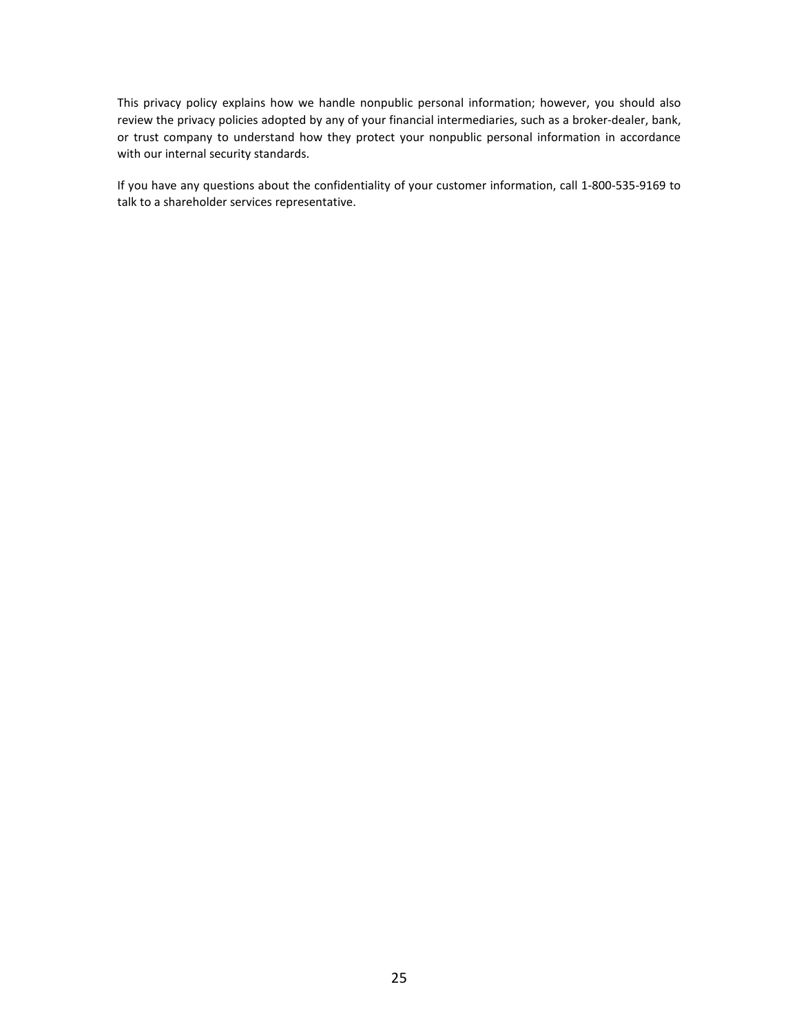This privacy policy explains how we handle nonpublic personal information; however, you should also review the privacy policies adopted by any of your financial intermediaries, such as a broker-dealer, bank, or trust company to understand how they protect your nonpublic personal information in accordance with our internal security standards.

If you have any questions about the confidentiality of your customer information, call 1-800-535-9169 to talk to a shareholder services representative.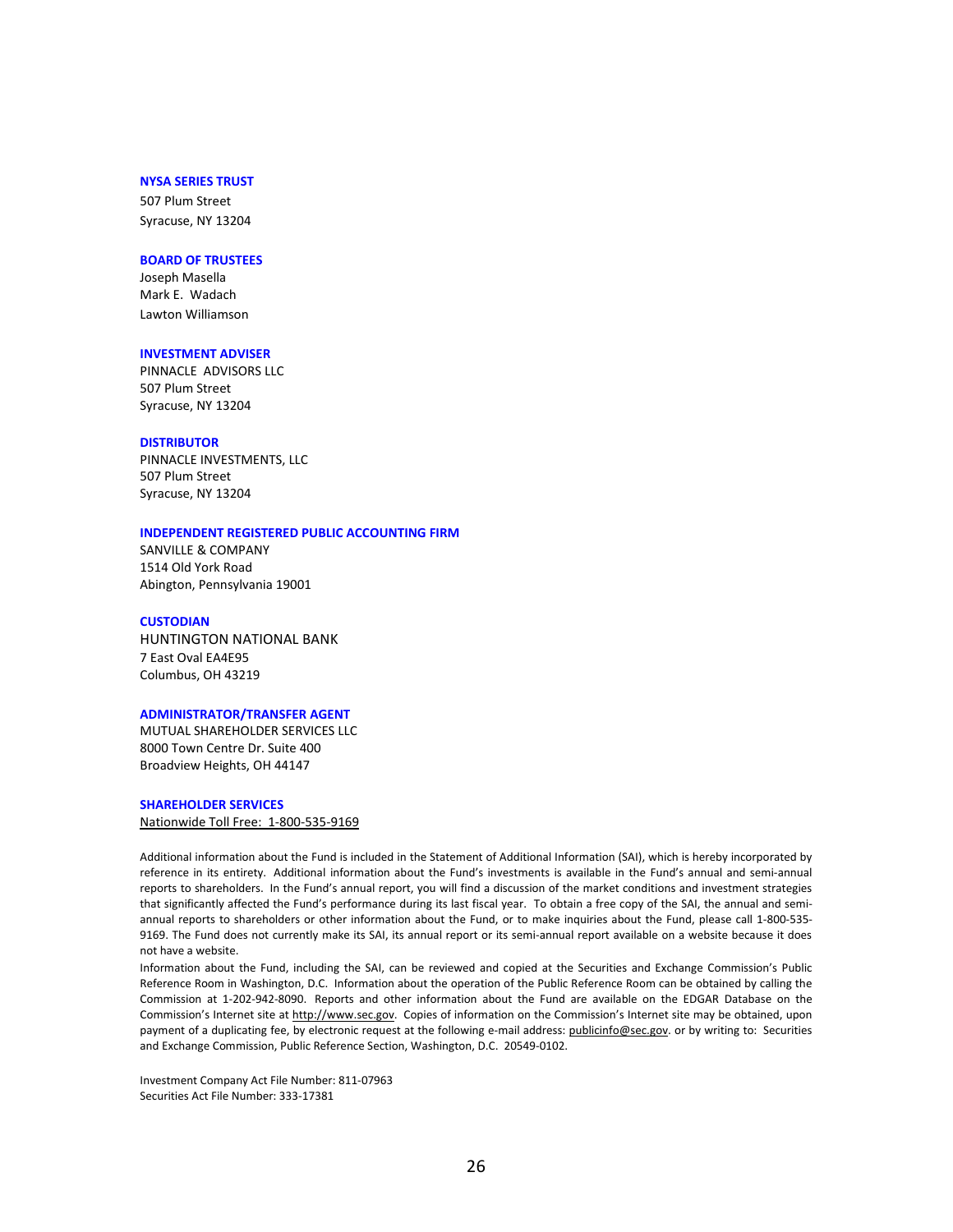**NYSA SERIES TRUST**

507 Plum Street
Syracuse, NY 13204

**BOARD OF TRUSTEES**

Joseph Masella
Mark E. Wadach
Lawton Williamson

**INVESTMENT ADVISER**

PINNACLE ADVISORS LLC
507 Plum Street
Syracuse, NY 13204

**DISTRIBUTOR**

PINNACLE INVESTMENTS, LLC
507 Plum Street
Syracuse, NY 13204

**INDEPENDENT REGISTERED PUBLIC ACCOUNTING FIRM**

SANVILLE & COMPANY
1514 Old York Road
Abington, Pennsylvania 19001

**CUSTODIAN**

HUNTINGTON NATIONAL BANK
7 East Oval EA4E95
Columbus, OH 43219

**ADMINISTRATOR/TRANSFER AGENT**

MUTUAL SHAREHOLDER SERVICES LLC
8000 Town Centre Dr. Suite 400
Broadview Heights, OH 44147

**SHAREHOLDER SERVICES**

Nationwide Toll Free: 1-800-535-9169

Additional information about the Fund is included in the Statement of Additional Information (SAI), which is hereby incorporated by reference in its entirety. Additional information about the Fund's investments is available in the Fund's annual and semi-annual reports to shareholders. In the Fund's annual report, you will find a discussion of the market conditions and investment strategies that significantly affected the Fund's performance during its last fiscal year. To obtain a free copy of the SAI, the annual and semi-annual reports to shareholders or other information about the Fund, or to make inquiries about the Fund, please call 1-800-535-9169. The Fund does not currently make its SAI, its annual report or its semi-annual report available on a website because it does not have a website.

Information about the Fund, including the SAI, can be reviewed and copied at the Securities and Exchange Commission's Public Reference Room in Washington, D.C. Information about the operation of the Public Reference Room can be obtained by calling the Commission at 1-202-942-8090. Reports and other information about the Fund are available on the EDGAR Database on the Commission's Internet site at http://www.sec.gov. Copies of information on the Commission's Internet site may be obtained, upon payment of a duplicating fee, by electronic request at the following e-mail address: publicinfo@sec.gov. or by writing to: Securities and Exchange Commission, Public Reference Section, Washington, D.C. 20549-0102.

Investment Company Act File Number: 811-07963
Securities Act File Number: 333-17381